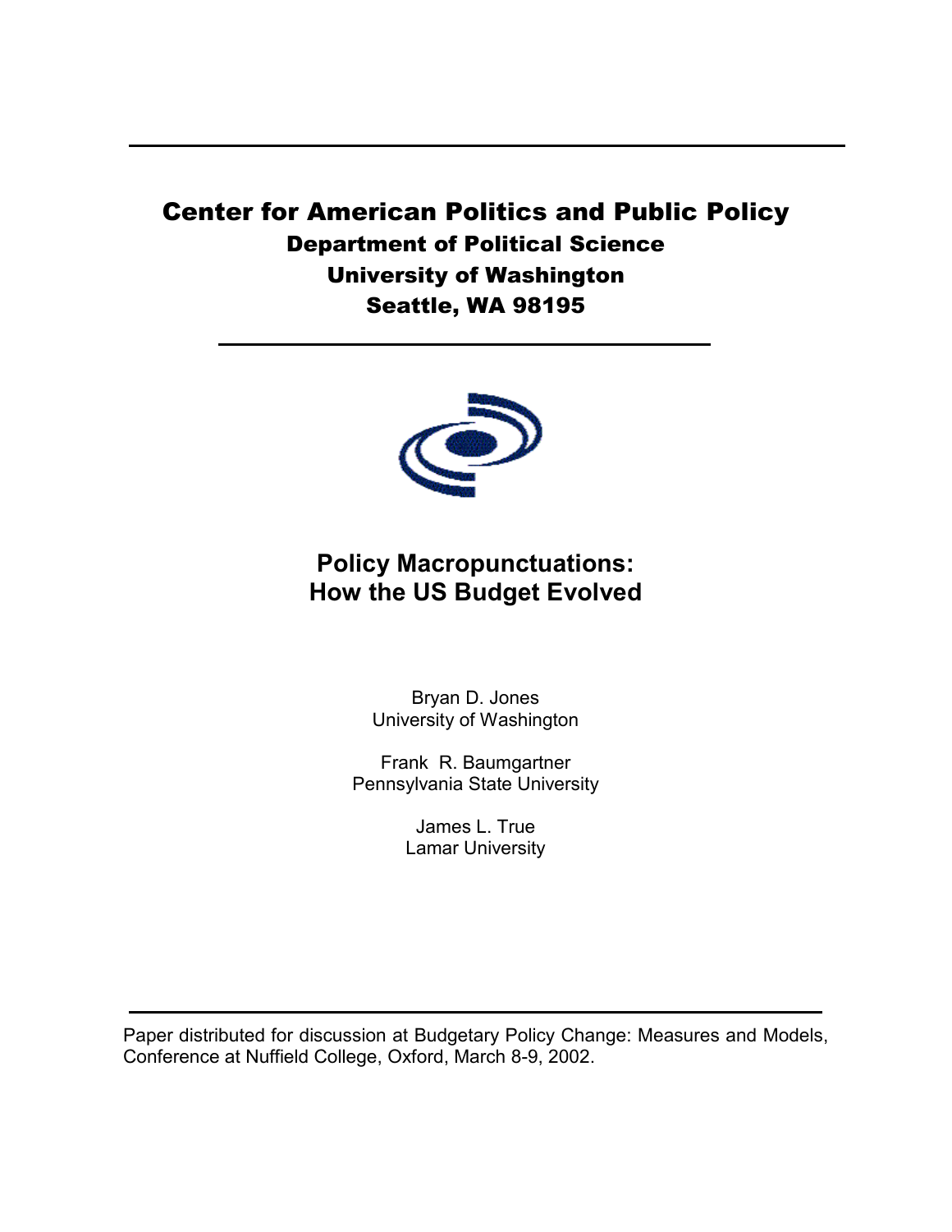# Center for American Politics and Public Policy

## Department of Political Science

## University of Washington

## Seattle, WA 98195

---

# Policy Macropunctuations: How the US Budget Evolved

Bryan D. Jones
University of Washington

Frank R. Baumgartner
Pennsylvania State University

James L. True
Lamar University

---

Paper distributed for discussion at Budgetary Policy Change: Measures and Models, Conference at Nuffield College, Oxford, March 8-9, 2002.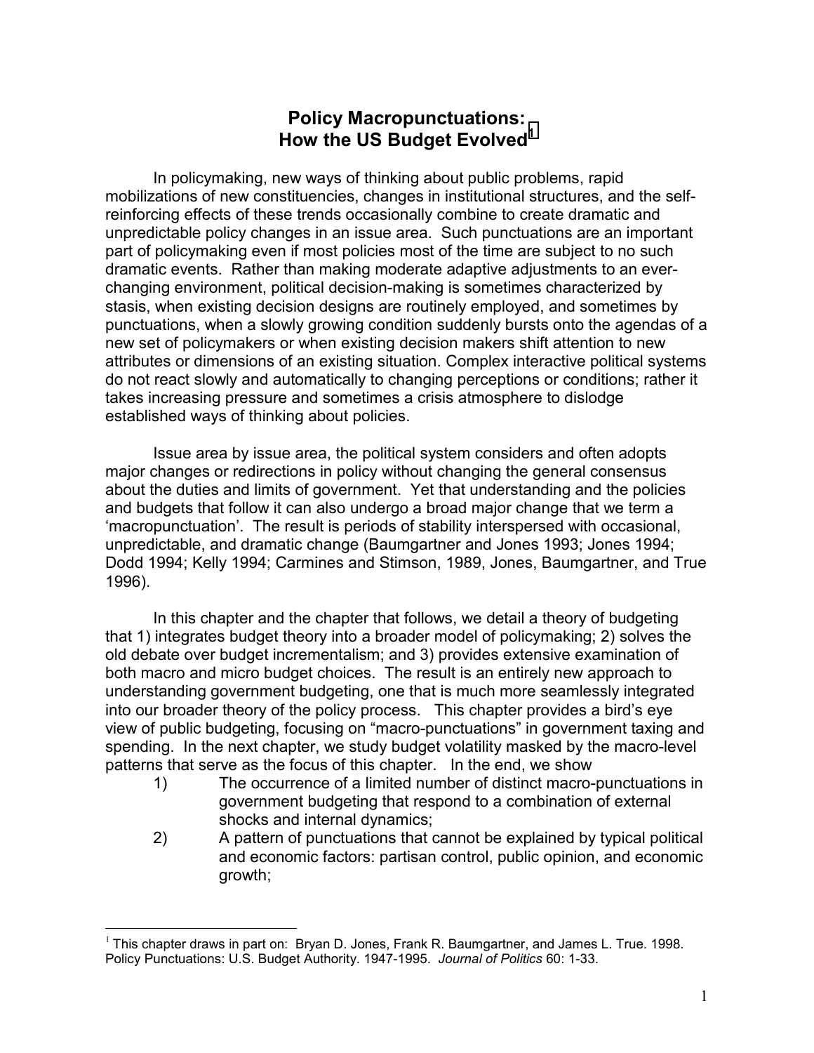# Policy Macropunctuations: How the US Budget Evolved[1]

In policymaking, new ways of thinking about public problems, rapid mobilizations of new constituencies, changes in institutional structures, and the self-reinforcing effects of these trends occasionally combine to create dramatic and unpredictable policy changes in an issue area. Such punctuations are an important part of policymaking even if most policies most of the time are subject to no such dramatic events. Rather than making moderate adaptive adjustments to an ever-changing environment, political decision-making is sometimes characterized by stasis, when existing decision designs are routinely employed, and sometimes by punctuations, when a slowly growing condition suddenly bursts onto the agendas of a new set of policymakers or when existing decision makers shift attention to new attributes or dimensions of an existing situation. Complex interactive political systems do not react slowly and automatically to changing perceptions or conditions; rather it takes increasing pressure and sometimes a crisis atmosphere to dislodge established ways of thinking about policies.

Issue area by issue area, the political system considers and often adopts major changes or redirections in policy without changing the general consensus about the duties and limits of government. Yet that understanding and the policies and budgets that follow it can also undergo a broad major change that we term a 'macropunctuation'. The result is periods of stability interspersed with occasional, unpredictable, and dramatic change (Baumgartner and Jones 1993; Jones 1994; Dodd 1994; Kelly 1994; Carmines and Stimson, 1989, Jones, Baumgartner, and True 1996).

In this chapter and the chapter that follows, we detail a theory of budgeting that 1) integrates budget theory into a broader model of policymaking; 2) solves the old debate over budget incrementalism; and 3) provides extensive examination of both macro and micro budget choices. The result is an entirely new approach to understanding government budgeting, one that is much more seamlessly integrated into our broader theory of the policy process. This chapter provides a bird's eye view of public budgeting, focusing on "macro-punctuations" in government taxing and spending. In the next chapter, we study budget volatility masked by the macro-level patterns that serve as the focus of this chapter. In the end, we show

1) The occurrence of a limited number of distinct macro-punctuations in government budgeting that respond to a combination of external shocks and internal dynamics;
2) A pattern of punctuations that cannot be explained by typical political and economic factors: partisan control, public opinion, and economic growth;

[1] This chapter draws in part on: Bryan D. Jones, Frank R. Baumgartner, and James L. True. 1998. Policy Punctuations: U.S. Budget Authority. 1947-1995. *Journal of Politics* 60: 1-33.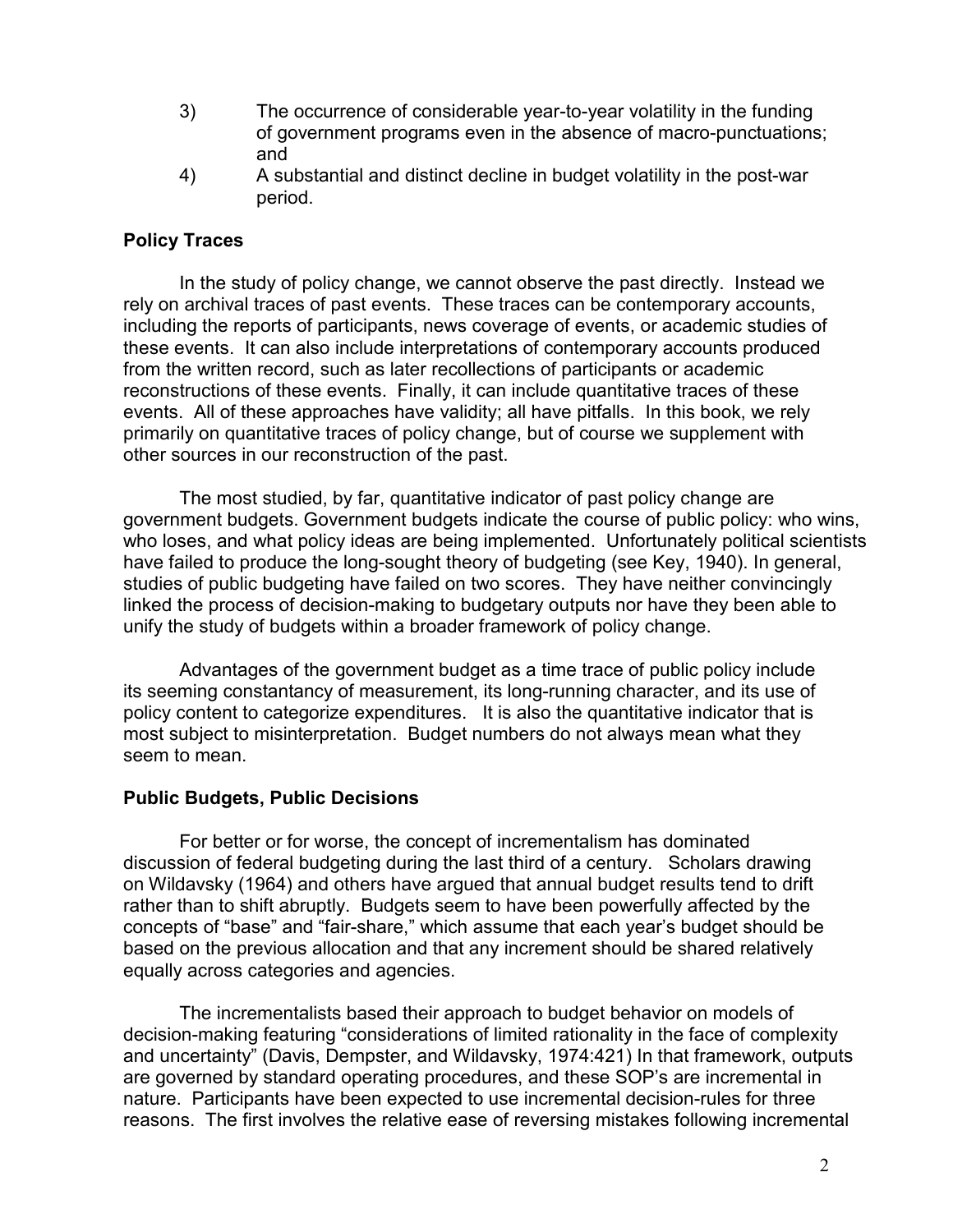3) The occurrence of considerable year-to-year volatility in the funding of government programs even in the absence of macro-punctuations; and
4) A substantial and distinct decline in budget volatility in the post-war period.

## Policy Traces

In the study of policy change, we cannot observe the past directly. Instead we rely on archival traces of past events. These traces can be contemporary accounts, including the reports of participants, news coverage of events, or academic studies of these events. It can also include interpretations of contemporary accounts produced from the written record, such as later recollections of participants or academic reconstructions of these events. Finally, it can include quantitative traces of these events. All of these approaches have validity; all have pitfalls. In this book, we rely primarily on quantitative traces of policy change, but of course we supplement with other sources in our reconstruction of the past.

The most studied, by far, quantitative indicator of past policy change are government budgets. Government budgets indicate the course of public policy: who wins, who loses, and what policy ideas are being implemented. Unfortunately political scientists have failed to produce the long-sought theory of budgeting (see Key, 1940). In general, studies of public budgeting have failed on two scores. They have neither convincingly linked the process of decision-making to budgetary outputs nor have they been able to unify the study of budgets within a broader framework of policy change.

Advantages of the government budget as a time trace of public policy include its seeming constantancy of measurement, its long-running character, and its use of policy content to categorize expenditures. It is also the quantitative indicator that is most subject to misinterpretation. Budget numbers do not always mean what they seem to mean.

## Public Budgets, Public Decisions

For better or for worse, the concept of incrementalism has dominated discussion of federal budgeting during the last third of a century. Scholars drawing on Wildavsky (1964) and others have argued that annual budget results tend to drift rather than to shift abruptly. Budgets seem to have been powerfully affected by the concepts of "base" and "fair-share," which assume that each year's budget should be based on the previous allocation and that any increment should be shared relatively equally across categories and agencies.

The incrementalists based their approach to budget behavior on models of decision-making featuring "considerations of limited rationality in the face of complexity and uncertainty" (Davis, Dempster, and Wildavsky, 1974:421) In that framework, outputs are governed by standard operating procedures, and these SOP's are incremental in nature. Participants have been expected to use incremental decision-rules for three reasons. The first involves the relative ease of reversing mistakes following incremental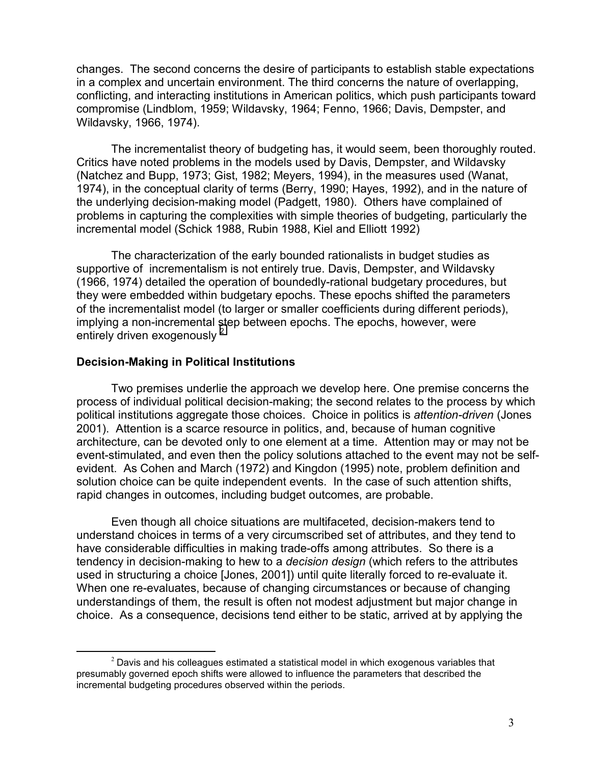changes. The second concerns the desire of participants to establish stable expectations in a complex and uncertain environment. The third concerns the nature of overlapping, conflicting, and interacting institutions in American politics, which push participants toward compromise (Lindblom, 1959; Wildavsky, 1964; Fenno, 1966; Davis, Dempster, and Wildavsky, 1966, 1974).

The incrementalist theory of budgeting has, it would seem, been thoroughly routed. Critics have noted problems in the models used by Davis, Dempster, and Wildavsky (Natchez and Bupp, 1973; Gist, 1982; Meyers, 1994), in the measures used (Wanat, 1974), in the conceptual clarity of terms (Berry, 1990; Hayes, 1992), and in the nature of the underlying decision-making model (Padgett, 1980). Others have complained of problems in capturing the complexities with simple theories of budgeting, particularly the incremental model (Schick 1988, Rubin 1988, Kiel and Elliott 1992)

The characterization of the early bounded rationalists in budget studies as supportive of incrementalism is not entirely true. Davis, Dempster, and Wildavsky (1966, 1974) detailed the operation of boundedly-rational budgetary procedures, but they were embedded within budgetary epochs. These epochs shifted the parameters of the incrementalist model (to larger or smaller coefficients during different periods), implying a non-incremental step between epochs. The epochs, however, were entirely driven exogenously.[2]

## Decision-Making in Political Institutions

Two premises underlie the approach we develop here. One premise concerns the process of individual political decision-making; the second relates to the process by which political institutions aggregate those choices. Choice in politics is *attention-driven* (Jones 2001). Attention is a scarce resource in politics, and, because of human cognitive architecture, can be devoted only to one element at a time. Attention may or may not be event-stimulated, and even then the policy solutions attached to the event may not be self-evident. As Cohen and March (1972) and Kingdon (1995) note, problem definition and solution choice can be quite independent events. In the case of such attention shifts, rapid changes in outcomes, including budget outcomes, are probable.

Even though all choice situations are multifaceted, decision-makers tend to understand choices in terms of a very circumscribed set of attributes, and they tend to have considerable difficulties in making trade-offs among attributes. So there is a tendency in decision-making to hew to a *decision design* (which refers to the attributes used in structuring a choice [Jones, 2001]) until quite literally forced to re-evaluate it. When one re-evaluates, because of changing circumstances or because of changing understandings of them, the result is often not modest adjustment but major change in choice. As a consequence, decisions tend either to be static, arrived at by applying the

[2] Davis and his colleagues estimated a statistical model in which exogenous variables that presumably governed epoch shifts were allowed to influence the parameters that described the incremental budgeting procedures observed within the periods.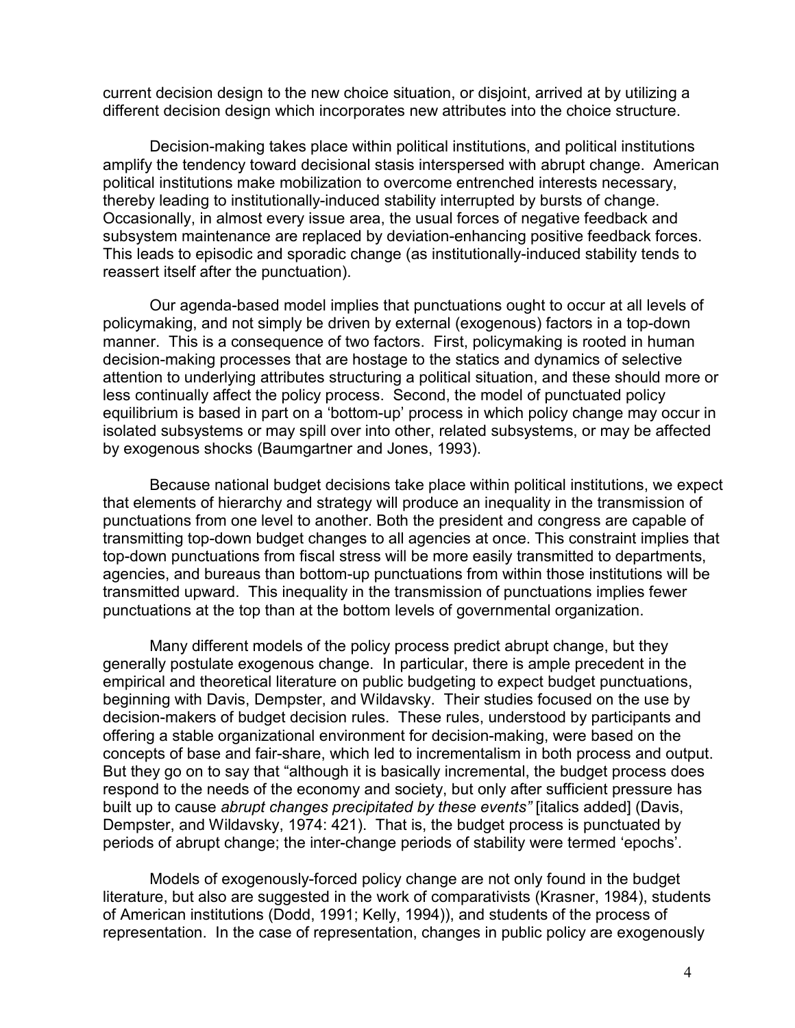current decision design to the new choice situation, or disjoint, arrived at by utilizing a different decision design which incorporates new attributes into the choice structure.

Decision-making takes place within political institutions, and political institutions amplify the tendency toward decisional stasis interspersed with abrupt change. American political institutions make mobilization to overcome entrenched interests necessary, thereby leading to institutionally-induced stability interrupted by bursts of change. Occasionally, in almost every issue area, the usual forces of negative feedback and subsystem maintenance are replaced by deviation-enhancing positive feedback forces. This leads to episodic and sporadic change (as institutionally-induced stability tends to reassert itself after the punctuation).

Our agenda-based model implies that punctuations ought to occur at all levels of policymaking, and not simply be driven by external (exogenous) factors in a top-down manner. This is a consequence of two factors. First, policymaking is rooted in human decision-making processes that are hostage to the statics and dynamics of selective attention to underlying attributes structuring a political situation, and these should more or less continually affect the policy process. Second, the model of punctuated policy equilibrium is based in part on a 'bottom-up' process in which policy change may occur in isolated subsystems or may spill over into other, related subsystems, or may be affected by exogenous shocks (Baumgartner and Jones, 1993).

Because national budget decisions take place within political institutions, we expect that elements of hierarchy and strategy will produce an inequality in the transmission of punctuations from one level to another. Both the president and congress are capable of transmitting top-down budget changes to all agencies at once. This constraint implies that top-down punctuations from fiscal stress will be more easily transmitted to departments, agencies, and bureaus than bottom-up punctuations from within those institutions will be transmitted upward. This inequality in the transmission of punctuations implies fewer punctuations at the top than at the bottom levels of governmental organization.

Many different models of the policy process predict abrupt change, but they generally postulate exogenous change. In particular, there is ample precedent in the empirical and theoretical literature on public budgeting to expect budget punctuations, beginning with Davis, Dempster, and Wildavsky. Their studies focused on the use by decision-makers of budget decision rules. These rules, understood by participants and offering a stable organizational environment for decision-making, were based on the concepts of base and fair-share, which led to incrementalism in both process and output. But they go on to say that "although it is basically incremental, the budget process does respond to the needs of the economy and society, but only after sufficient pressure has built up to cause *abrupt changes precipitated by these events"* [italics added] (Davis, Dempster, and Wildavsky, 1974: 421). That is, the budget process is punctuated by periods of abrupt change; the inter-change periods of stability were termed 'epochs'.

Models of exogenously-forced policy change are not only found in the budget literature, but also are suggested in the work of comparativists (Krasner, 1984), students of American institutions (Dodd, 1991; Kelly, 1994)), and students of the process of representation. In the case of representation, changes in public policy are exogenously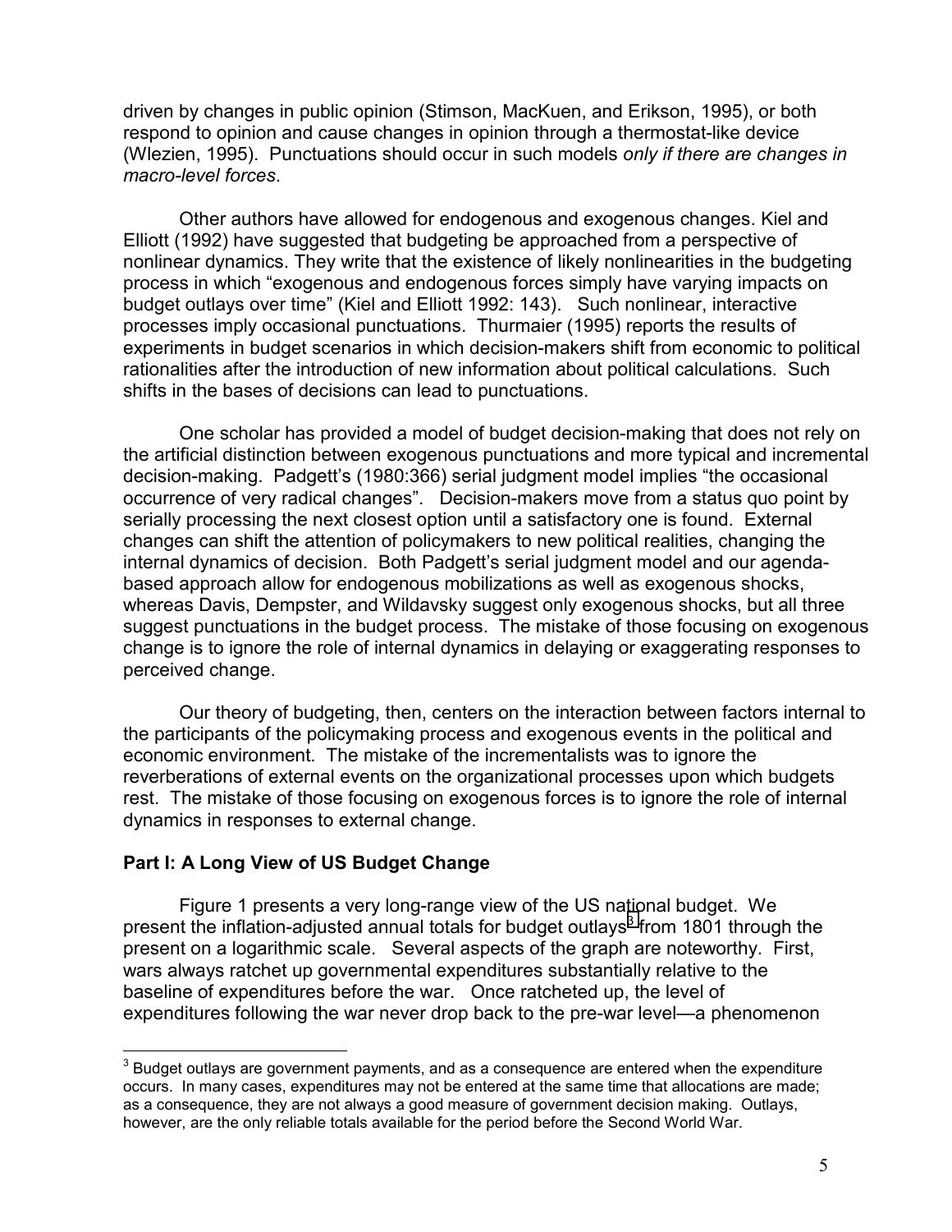driven by changes in public opinion (Stimson, MacKuen, and Erikson, 1995), or both respond to opinion and cause changes in opinion through a thermostat-like device (Wlezien, 1995). Punctuations should occur in such models *only if there are changes in macro-level forces*.

Other authors have allowed for endogenous and exogenous changes. Kiel and Elliott (1992) have suggested that budgeting be approached from a perspective of nonlinear dynamics. They write that the existence of likely nonlinearities in the budgeting process in which "exogenous and endogenous forces simply have varying impacts on budget outlays over time" (Kiel and Elliott 1992: 143). Such nonlinear, interactive processes imply occasional punctuations. Thurmaier (1995) reports the results of experiments in budget scenarios in which decision-makers shift from economic to political rationalities after the introduction of new information about political calculations. Such shifts in the bases of decisions can lead to punctuations.

One scholar has provided a model of budget decision-making that does not rely on the artificial distinction between exogenous punctuations and more typical and incremental decision-making. Padgett's (1980:366) serial judgment model implies "the occasional occurrence of very radical changes". Decision-makers move from a status quo point by serially processing the next closest option until a satisfactory one is found. External changes can shift the attention of policymakers to new political realities, changing the internal dynamics of decision. Both Padgett's serial judgment model and our agenda-based approach allow for endogenous mobilizations as well as exogenous shocks, whereas Davis, Dempster, and Wildavsky suggest only exogenous shocks, but all three suggest punctuations in the budget process. The mistake of those focusing on exogenous change is to ignore the role of internal dynamics in delaying or exaggerating responses to perceived change.

Our theory of budgeting, then, centers on the interaction between factors internal to the participants of the policymaking process and exogenous events in the political and economic environment. The mistake of the incrementalists was to ignore the reverberations of external events on the organizational processes upon which budgets rest. The mistake of those focusing on exogenous forces is to ignore the role of internal dynamics in responses to external change.

## Part I: A Long View of US Budget Change

Figure 1 presents a very long-range view of the US national budget. We present the inflation-adjusted annual totals for budget outlays[3] from 1801 through the present on a logarithmic scale. Several aspects of the graph are noteworthy. First, wars always ratchet up governmental expenditures substantially relative to the baseline of expenditures before the war. Once ratcheted up, the level of expenditures following the war never drop back to the pre-war level—a phenomenon

[3] Budget outlays are government payments, and as a consequence are entered when the expenditure occurs. In many cases, expenditures may not be entered at the same time that allocations are made; as a consequence, they are not always a good measure of government decision making. Outlays, however, are the only reliable totals available for the period before the Second World War.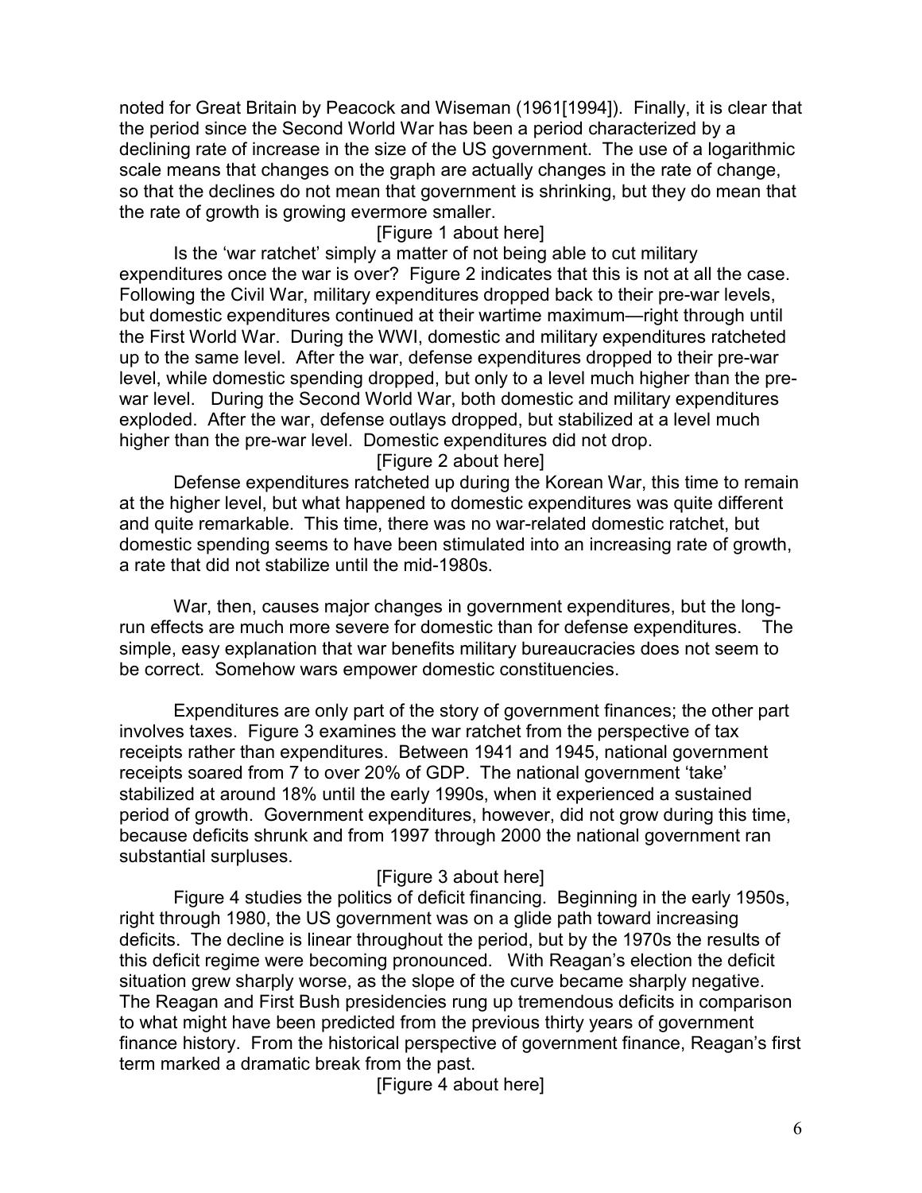noted for Great Britain by Peacock and Wiseman (1961[1994]). Finally, it is clear that the period since the Second World War has been a period characterized by a declining rate of increase in the size of the US government. The use of a logarithmic scale means that changes on the graph are actually changes in the rate of change, so that the declines do not mean that government is shrinking, but they do mean that the rate of growth is growing evermore smaller.

[Figure 1 about here]

Is the 'war ratchet' simply a matter of not being able to cut military expenditures once the war is over? Figure 2 indicates that this is not at all the case. Following the Civil War, military expenditures dropped back to their pre-war levels, but domestic expenditures continued at their wartime maximum—right through until the First World War. During the WWI, domestic and military expenditures ratcheted up to the same level. After the war, defense expenditures dropped to their pre-war level, while domestic spending dropped, but only to a level much higher than the pre-war level. During the Second World War, both domestic and military expenditures exploded. After the war, defense outlays dropped, but stabilized at a level much higher than the pre-war level. Domestic expenditures did not drop.

[Figure 2 about here]

Defense expenditures ratcheted up during the Korean War, this time to remain at the higher level, but what happened to domestic expenditures was quite different and quite remarkable. This time, there was no war-related domestic ratchet, but domestic spending seems to have been stimulated into an increasing rate of growth, a rate that did not stabilize until the mid-1980s.

War, then, causes major changes in government expenditures, but the long-run effects are much more severe for domestic than for defense expenditures. The simple, easy explanation that war benefits military bureaucracies does not seem to be correct. Somehow wars empower domestic constituencies.

Expenditures are only part of the story of government finances; the other part involves taxes. Figure 3 examines the war ratchet from the perspective of tax receipts rather than expenditures. Between 1941 and 1945, national government receipts soared from 7 to over 20% of GDP. The national government 'take' stabilized at around 18% until the early 1990s, when it experienced a sustained period of growth. Government expenditures, however, did not grow during this time, because deficits shrunk and from 1997 through 2000 the national government ran substantial surpluses.

[Figure 3 about here]

Figure 4 studies the politics of deficit financing. Beginning in the early 1950s, right through 1980, the US government was on a glide path toward increasing deficits. The decline is linear throughout the period, but by the 1970s the results of this deficit regime were becoming pronounced. With Reagan's election the deficit situation grew sharply worse, as the slope of the curve became sharply negative. The Reagan and First Bush presidencies rung up tremendous deficits in comparison to what might have been predicted from the previous thirty years of government finance history. From the historical perspective of government finance, Reagan's first term marked a dramatic break from the past.

[Figure 4 about here]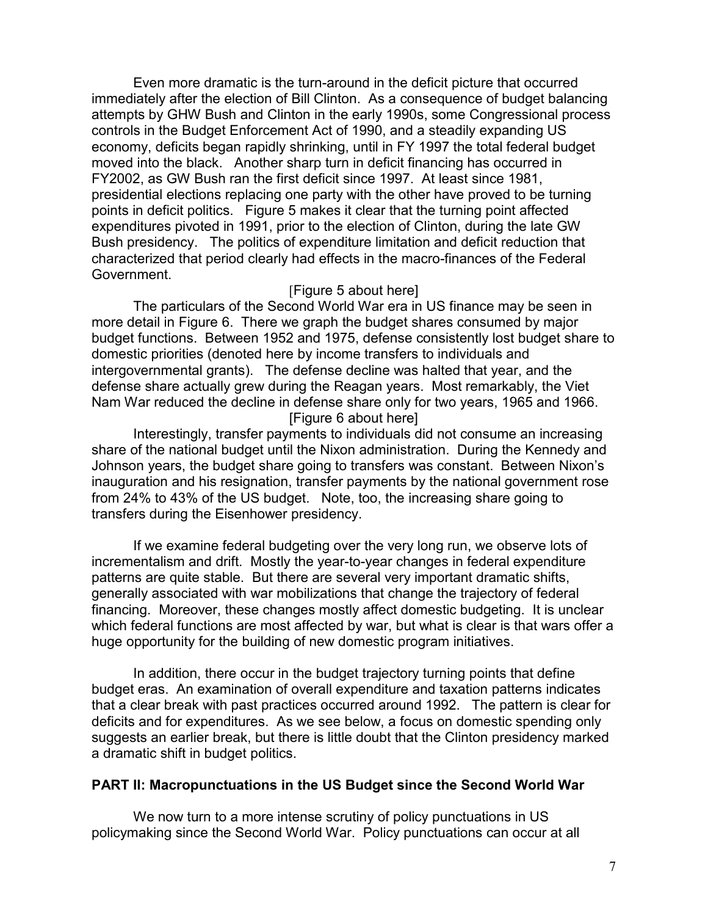Even more dramatic is the turn-around in the deficit picture that occurred immediately after the election of Bill Clinton. As a consequence of budget balancing attempts by GHW Bush and Clinton in the early 1990s, some Congressional process controls in the Budget Enforcement Act of 1990, and a steadily expanding US economy, deficits began rapidly shrinking, until in FY 1997 the total federal budget moved into the black. Another sharp turn in deficit financing has occurred in FY2002, as GW Bush ran the first deficit since 1997. At least since 1981, presidential elections replacing one party with the other have proved to be turning points in deficit politics. Figure 5 makes it clear that the turning point affected expenditures pivoted in 1991, prior to the election of Clinton, during the late GW Bush presidency. The politics of expenditure limitation and deficit reduction that characterized that period clearly had effects in the macro-finances of the Federal Government.

[Figure 5 about here]

The particulars of the Second World War era in US finance may be seen in more detail in Figure 6. There we graph the budget shares consumed by major budget functions. Between 1952 and 1975, defense consistently lost budget share to domestic priorities (denoted here by income transfers to individuals and intergovernmental grants). The defense decline was halted that year, and the defense share actually grew during the Reagan years. Most remarkably, the Viet Nam War reduced the decline in defense share only for two years, 1965 and 1966.

[Figure 6 about here]

Interestingly, transfer payments to individuals did not consume an increasing share of the national budget until the Nixon administration. During the Kennedy and Johnson years, the budget share going to transfers was constant. Between Nixon's inauguration and his resignation, transfer payments by the national government rose from 24% to 43% of the US budget. Note, too, the increasing share going to transfers during the Eisenhower presidency.

If we examine federal budgeting over the very long run, we observe lots of incrementalism and drift. Mostly the year-to-year changes in federal expenditure patterns are quite stable. But there are several very important dramatic shifts, generally associated with war mobilizations that change the trajectory of federal financing. Moreover, these changes mostly affect domestic budgeting. It is unclear which federal functions are most affected by war, but what is clear is that wars offer a huge opportunity for the building of new domestic program initiatives.

In addition, there occur in the budget trajectory turning points that define budget eras. An examination of overall expenditure and taxation patterns indicates that a clear break with past practices occurred around 1992. The pattern is clear for deficits and for expenditures. As we see below, a focus on domestic spending only suggests an earlier break, but there is little doubt that the Clinton presidency marked a dramatic shift in budget politics.

## PART II: Macropunctuations in the US Budget since the Second World War

We now turn to a more intense scrutiny of policy punctuations in US policymaking since the Second World War. Policy punctuations can occur at all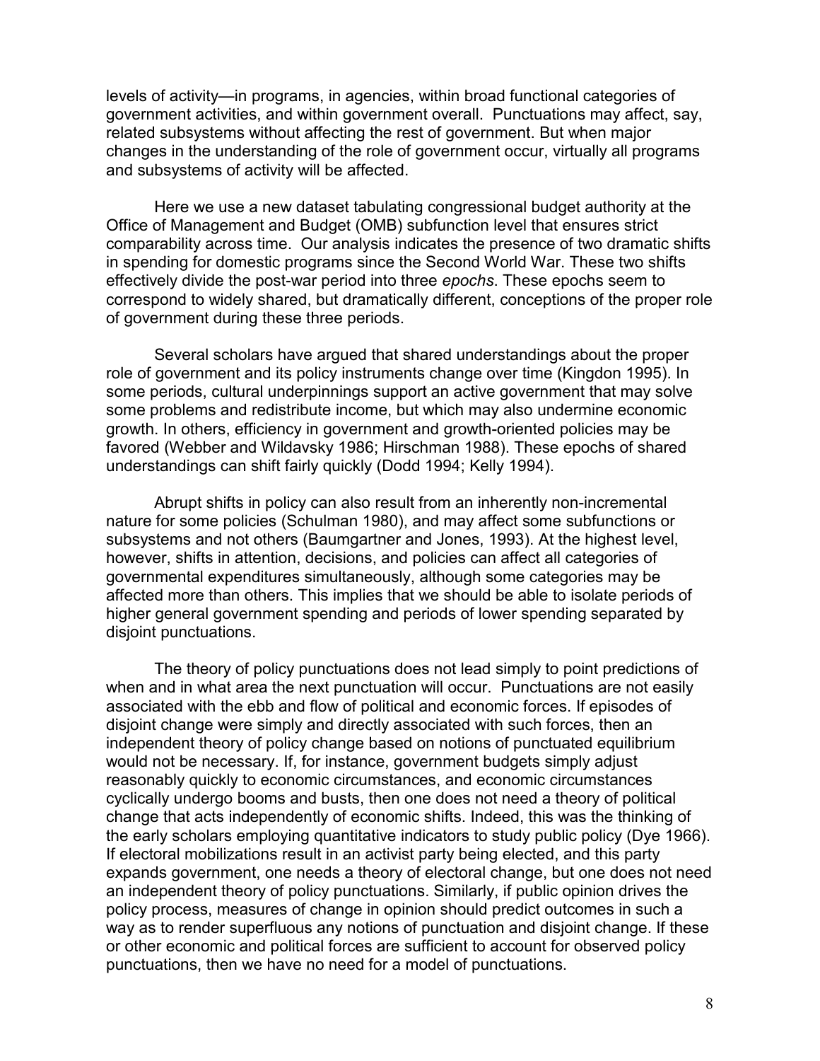levels of activity—in programs, in agencies, within broad functional categories of government activities, and within government overall. Punctuations may affect, say, related subsystems without affecting the rest of government. But when major changes in the understanding of the role of government occur, virtually all programs and subsystems of activity will be affected.

Here we use a new dataset tabulating congressional budget authority at the Office of Management and Budget (OMB) subfunction level that ensures strict comparability across time. Our analysis indicates the presence of two dramatic shifts in spending for domestic programs since the Second World War. These two shifts effectively divide the post-war period into three *epochs*. These epochs seem to correspond to widely shared, but dramatically different, conceptions of the proper role of government during these three periods.

Several scholars have argued that shared understandings about the proper role of government and its policy instruments change over time (Kingdon 1995). In some periods, cultural underpinnings support an active government that may solve some problems and redistribute income, but which may also undermine economic growth. In others, efficiency in government and growth-oriented policies may be favored (Webber and Wildavsky 1986; Hirschman 1988). These epochs of shared understandings can shift fairly quickly (Dodd 1994; Kelly 1994).

Abrupt shifts in policy can also result from an inherently non-incremental nature for some policies (Schulman 1980), and may affect some subfunctions or subsystems and not others (Baumgartner and Jones, 1993). At the highest level, however, shifts in attention, decisions, and policies can affect all categories of governmental expenditures simultaneously, although some categories may be affected more than others. This implies that we should be able to isolate periods of higher general government spending and periods of lower spending separated by disjoint punctuations.

The theory of policy punctuations does not lead simply to point predictions of when and in what area the next punctuation will occur. Punctuations are not easily associated with the ebb and flow of political and economic forces. If episodes of disjoint change were simply and directly associated with such forces, then an independent theory of policy change based on notions of punctuated equilibrium would not be necessary. If, for instance, government budgets simply adjust reasonably quickly to economic circumstances, and economic circumstances cyclically undergo booms and busts, then one does not need a theory of political change that acts independently of economic shifts. Indeed, this was the thinking of the early scholars employing quantitative indicators to study public policy (Dye 1966). If electoral mobilizations result in an activist party being elected, and this party expands government, one needs a theory of electoral change, but one does not need an independent theory of policy punctuations. Similarly, if public opinion drives the policy process, measures of change in opinion should predict outcomes in such a way as to render superfluous any notions of punctuation and disjoint change. If these or other economic and political forces are sufficient to account for observed policy punctuations, then we have no need for a model of punctuations.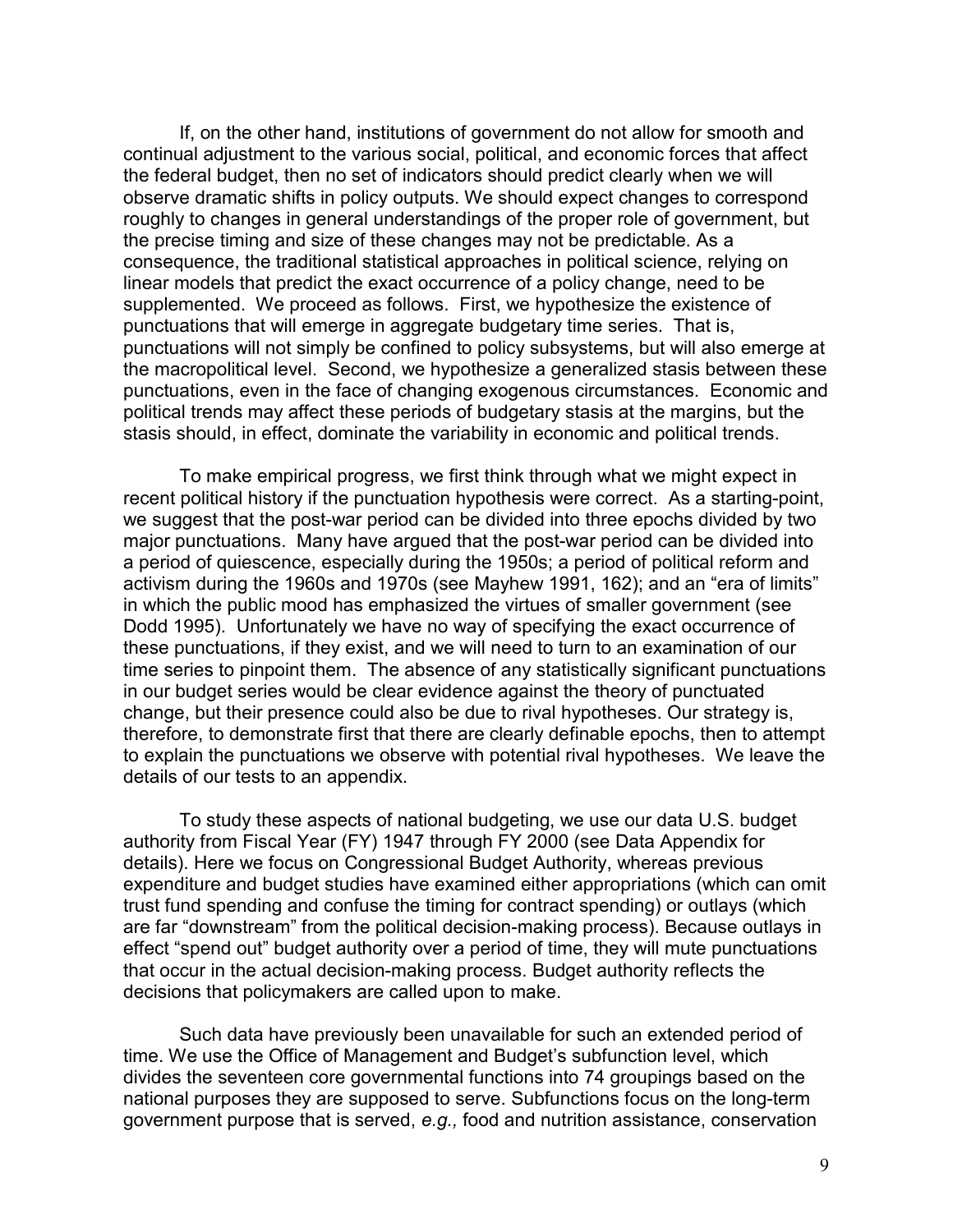If, on the other hand, institutions of government do not allow for smooth and continual adjustment to the various social, political, and economic forces that affect the federal budget, then no set of indicators should predict clearly when we will observe dramatic shifts in policy outputs. We should expect changes to correspond roughly to changes in general understandings of the proper role of government, but the precise timing and size of these changes may not be predictable. As a consequence, the traditional statistical approaches in political science, relying on linear models that predict the exact occurrence of a policy change, need to be supplemented. We proceed as follows. First, we hypothesize the existence of punctuations that will emerge in aggregate budgetary time series. That is, punctuations will not simply be confined to policy subsystems, but will also emerge at the macropolitical level. Second, we hypothesize a generalized stasis between these punctuations, even in the face of changing exogenous circumstances. Economic and political trends may affect these periods of budgetary stasis at the margins, but the stasis should, in effect, dominate the variability in economic and political trends.

To make empirical progress, we first think through what we might expect in recent political history if the punctuation hypothesis were correct. As a starting-point, we suggest that the post-war period can be divided into three epochs divided by two major punctuations. Many have argued that the post-war period can be divided into a period of quiescence, especially during the 1950s; a period of political reform and activism during the 1960s and 1970s (see Mayhew 1991, 162); and an "era of limits" in which the public mood has emphasized the virtues of smaller government (see Dodd 1995). Unfortunately we have no way of specifying the exact occurrence of these punctuations, if they exist, and we will need to turn to an examination of our time series to pinpoint them. The absence of any statistically significant punctuations in our budget series would be clear evidence against the theory of punctuated change, but their presence could also be due to rival hypotheses. Our strategy is, therefore, to demonstrate first that there are clearly definable epochs, then to attempt to explain the punctuations we observe with potential rival hypotheses. We leave the details of our tests to an appendix.

To study these aspects of national budgeting, we use our data U.S. budget authority from Fiscal Year (FY) 1947 through FY 2000 (see Data Appendix for details). Here we focus on Congressional Budget Authority, whereas previous expenditure and budget studies have examined either appropriations (which can omit trust fund spending and confuse the timing for contract spending) or outlays (which are far "downstream" from the political decision-making process). Because outlays in effect "spend out" budget authority over a period of time, they will mute punctuations that occur in the actual decision-making process. Budget authority reflects the decisions that policymakers are called upon to make.

Such data have previously been unavailable for such an extended period of time. We use the Office of Management and Budget's subfunction level, which divides the seventeen core governmental functions into 74 groupings based on the national purposes they are supposed to serve. Subfunctions focus on the long-term government purpose that is served, *e.g.,* food and nutrition assistance, conservation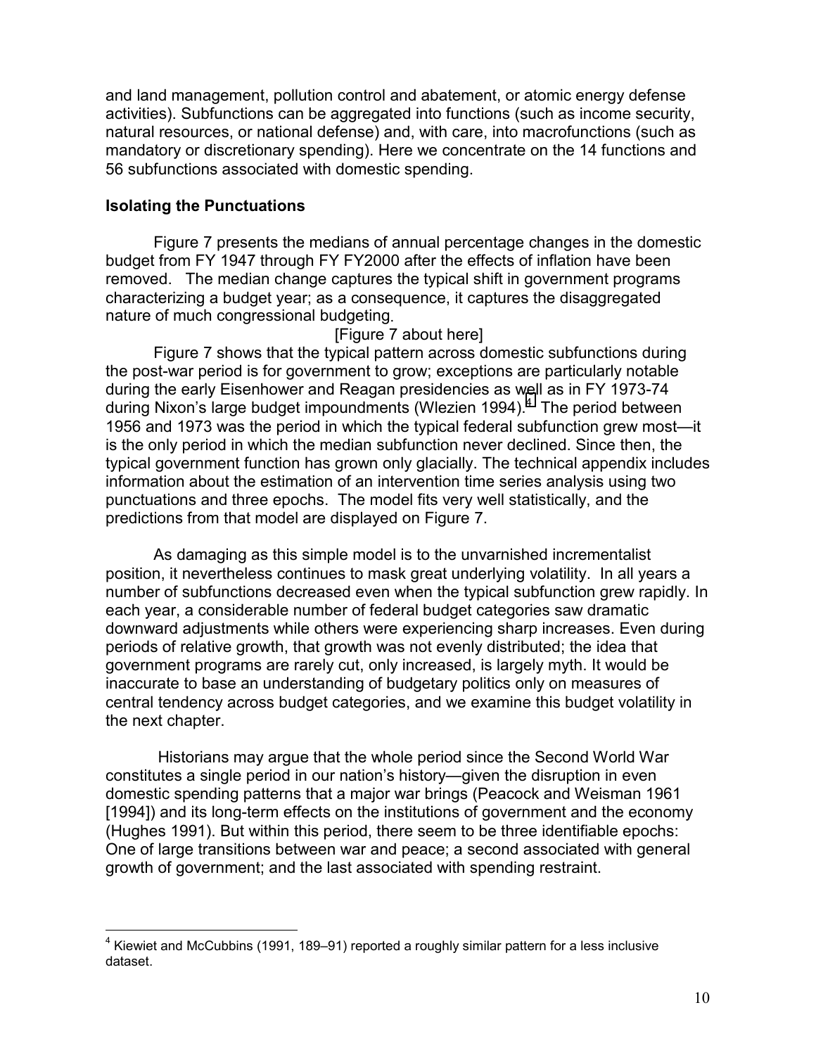and land management, pollution control and abatement, or atomic energy defense activities). Subfunctions can be aggregated into functions (such as income security, natural resources, or national defense) and, with care, into macrofunctions (such as mandatory or discretionary spending). Here we concentrate on the 14 functions and 56 subfunctions associated with domestic spending.

### Isolating the Punctuations

Figure 7 presents the medians of annual percentage changes in the domestic budget from FY 1947 through FY FY2000 after the effects of inflation have been removed. The median change captures the typical shift in government programs characterizing a budget year; as a consequence, it captures the disaggregated nature of much congressional budgeting.

[Figure 7 about here]

Figure 7 shows that the typical pattern across domestic subfunctions during the post-war period is for government to grow; exceptions are particularly notable during the early Eisenhower and Reagan presidencies as well as in FY 1973-74 during Nixon's large budget impoundments (Wlezien 1994).[4] The period between 1956 and 1973 was the period in which the typical federal subfunction grew most—it is the only period in which the median subfunction never declined. Since then, the typical government function has grown only glacially. The technical appendix includes information about the estimation of an intervention time series analysis using two punctuations and three epochs. The model fits very well statistically, and the predictions from that model are displayed on Figure 7.

As damaging as this simple model is to the unvarnished incrementalist position, it nevertheless continues to mask great underlying volatility. In all years a number of subfunctions decreased even when the typical subfunction grew rapidly. In each year, a considerable number of federal budget categories saw dramatic downward adjustments while others were experiencing sharp increases. Even during periods of relative growth, that growth was not evenly distributed; the idea that government programs are rarely cut, only increased, is largely myth. It would be inaccurate to base an understanding of budgetary politics only on measures of central tendency across budget categories, and we examine this budget volatility in the next chapter.

Historians may argue that the whole period since the Second World War constitutes a single period in our nation's history—given the disruption in even domestic spending patterns that a major war brings (Peacock and Weisman 1961 [1994]) and its long-term effects on the institutions of government and the economy (Hughes 1991). But within this period, there seem to be three identifiable epochs: One of large transitions between war and peace; a second associated with general growth of government; and the last associated with spending restraint.

---

[4] Kiewiet and McCubbins (1991, 189–91) reported a roughly similar pattern for a less inclusive dataset.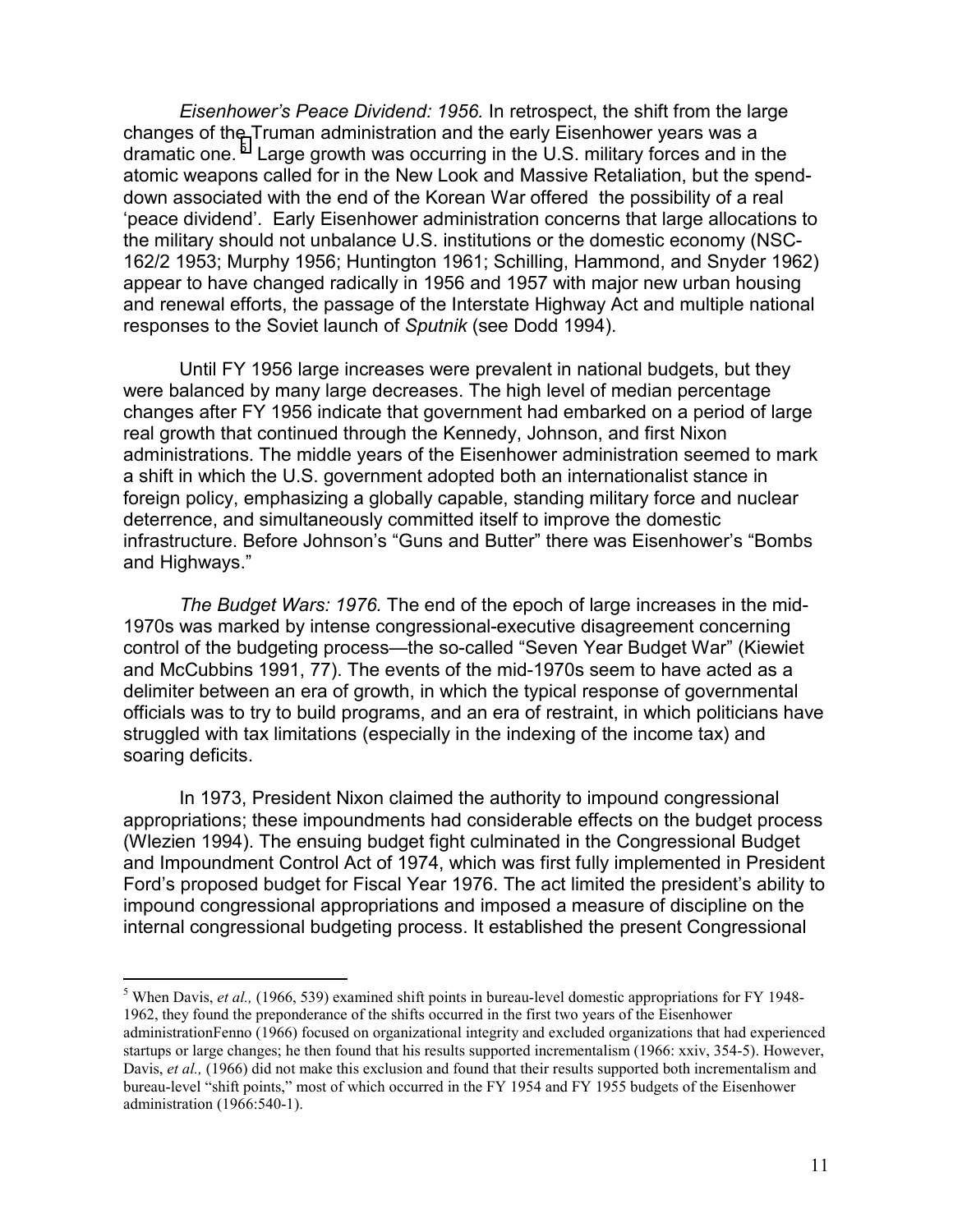*Eisenhower's Peace Dividend: 1956.* In retrospect, the shift from the large changes of the Truman administration and the early Eisenhower years was a dramatic one.[5] Large growth was occurring in the U.S. military forces and in the atomic weapons called for in the New Look and Massive Retaliation, but the spend-down associated with the end of the Korean War offered the possibility of a real 'peace dividend'. Early Eisenhower administration concerns that large allocations to the military should not unbalance U.S. institutions or the domestic economy (NSC-162/2 1953; Murphy 1956; Huntington 1961; Schilling, Hammond, and Snyder 1962) appear to have changed radically in 1956 and 1957 with major new urban housing and renewal efforts, the passage of the Interstate Highway Act and multiple national responses to the Soviet launch of *Sputnik* (see Dodd 1994).

Until FY 1956 large increases were prevalent in national budgets, but they were balanced by many large decreases. The high level of median percentage changes after FY 1956 indicate that government had embarked on a period of large real growth that continued through the Kennedy, Johnson, and first Nixon administrations. The middle years of the Eisenhower administration seemed to mark a shift in which the U.S. government adopted both an internationalist stance in foreign policy, emphasizing a globally capable, standing military force and nuclear deterrence, and simultaneously committed itself to improve the domestic infrastructure. Before Johnson's "Guns and Butter" there was Eisenhower's "Bombs and Highways."

*The Budget Wars: 1976.* The end of the epoch of large increases in the mid-1970s was marked by intense congressional-executive disagreement concerning control of the budgeting process—the so-called "Seven Year Budget War" (Kiewiet and McCubbins 1991, 77). The events of the mid-1970s seem to have acted as a delimiter between an era of growth, in which the typical response of governmental officials was to try to build programs, and an era of restraint, in which politicians have struggled with tax limitations (especially in the indexing of the income tax) and soaring deficits.

In 1973, President Nixon claimed the authority to impound congressional appropriations; these impoundments had considerable effects on the budget process (Wlezien 1994). The ensuing budget fight culminated in the Congressional Budget and Impoundment Control Act of 1974, which was first fully implemented in President Ford's proposed budget for Fiscal Year 1976. The act limited the president's ability to impound congressional appropriations and imposed a measure of discipline on the internal congressional budgeting process. It established the present Congressional

---

[5] When Davis, *et al.,* (1966, 539) examined shift points in bureau-level domestic appropriations for FY 1948-1962, they found the preponderance of the shifts occurred in the first two years of the Eisenhower administrationFenno (1966) focused on organizational integrity and excluded organizations that had experienced startups or large changes; he then found that his results supported incrementalism (1966: xxiv, 354-5). However, Davis, *et al.,* (1966) did not make this exclusion and found that their results supported both incrementalism and bureau-level "shift points," most of which occurred in the FY 1954 and FY 1955 budgets of the Eisenhower administration (1966:540-1).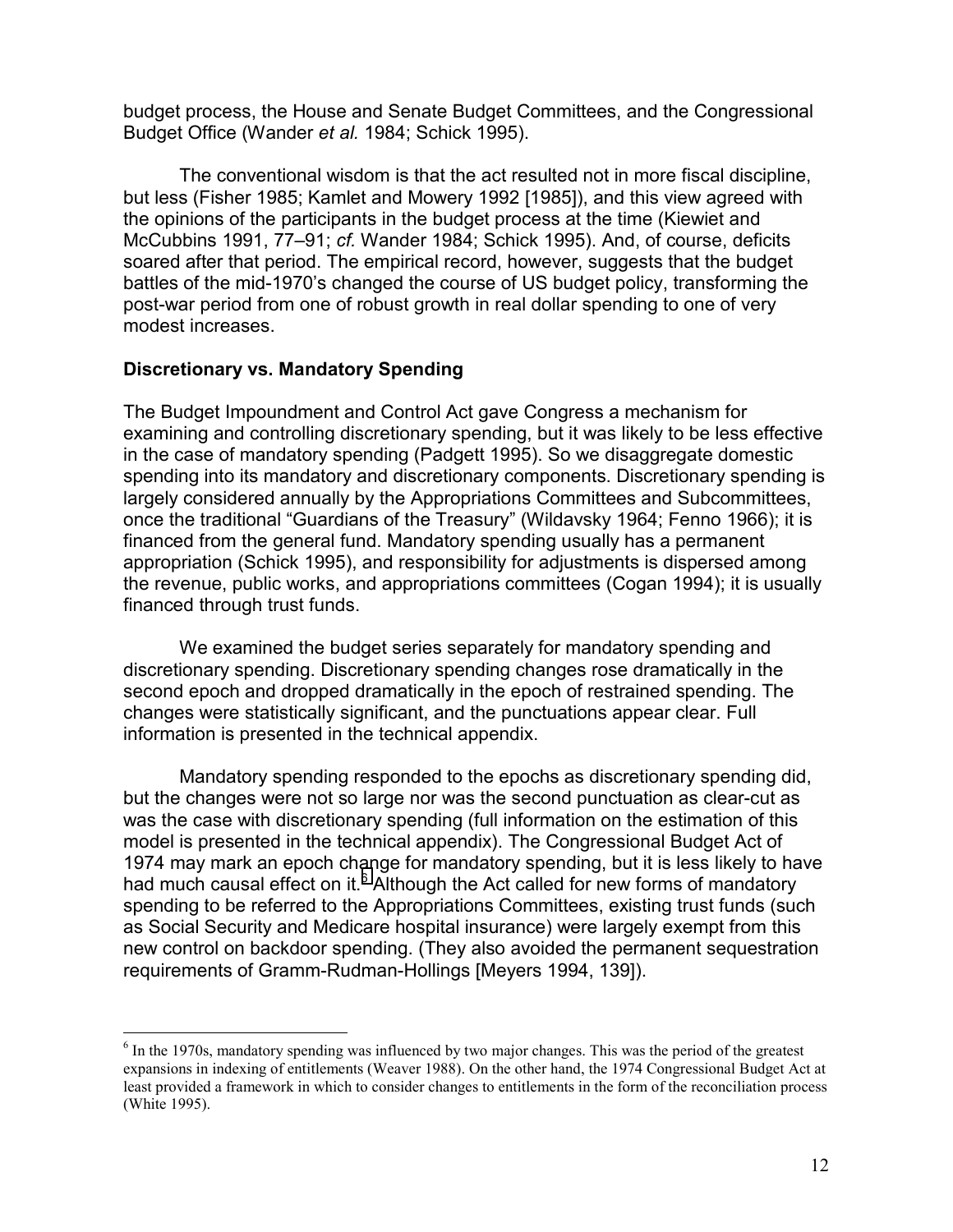budget process, the House and Senate Budget Committees, and the Congressional Budget Office (Wander *et al.* 1984; Schick 1995).

The conventional wisdom is that the act resulted not in more fiscal discipline, but less (Fisher 1985; Kamlet and Mowery 1992 [1985]), and this view agreed with the opinions of the participants in the budget process at the time (Kiewiet and McCubbins 1991, 77–91; *cf.* Wander 1984; Schick 1995). And, of course, deficits soared after that period. The empirical record, however, suggests that the budget battles of the mid-1970's changed the course of US budget policy, transforming the post-war period from one of robust growth in real dollar spending to one of very modest increases.

## Discretionary vs. Mandatory Spending

The Budget Impoundment and Control Act gave Congress a mechanism for examining and controlling discretionary spending, but it was likely to be less effective in the case of mandatory spending (Padgett 1995). So we disaggregate domestic spending into its mandatory and discretionary components. Discretionary spending is largely considered annually by the Appropriations Committees and Subcommittees, once the traditional "Guardians of the Treasury" (Wildavsky 1964; Fenno 1966); it is financed from the general fund. Mandatory spending usually has a permanent appropriation (Schick 1995), and responsibility for adjustments is dispersed among the revenue, public works, and appropriations committees (Cogan 1994); it is usually financed through trust funds.

We examined the budget series separately for mandatory spending and discretionary spending. Discretionary spending changes rose dramatically in the second epoch and dropped dramatically in the epoch of restrained spending. The changes were statistically significant, and the punctuations appear clear. Full information is presented in the technical appendix.

Mandatory spending responded to the epochs as discretionary spending did, but the changes were not so large nor was the second punctuation as clear-cut as was the case with discretionary spending (full information on the estimation of this model is presented in the technical appendix). The Congressional Budget Act of 1974 may mark an epoch change for mandatory spending, but it is less likely to have had much causal effect on it.[6] Although the Act called for new forms of mandatory spending to be referred to the Appropriations Committees, existing trust funds (such as Social Security and Medicare hospital insurance) were largely exempt from this new control on backdoor spending. (They also avoided the permanent sequestration requirements of Gramm-Rudman-Hollings [Meyers 1994, 139]).

[6] In the 1970s, mandatory spending was influenced by two major changes. This was the period of the greatest expansions in indexing of entitlements (Weaver 1988). On the other hand, the 1974 Congressional Budget Act at least provided a framework in which to consider changes to entitlements in the form of the reconciliation process (White 1995).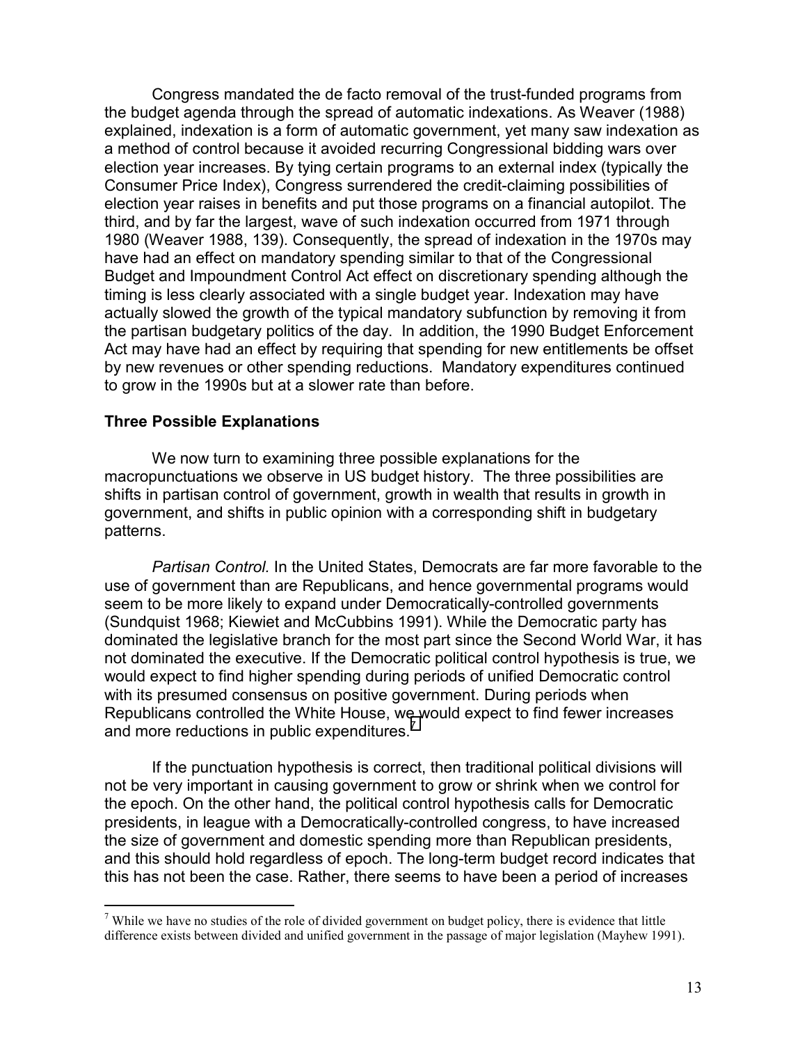Congress mandated the de facto removal of the trust-funded programs from the budget agenda through the spread of automatic indexations. As Weaver (1988) explained, indexation is a form of automatic government, yet many saw indexation as a method of control because it avoided recurring Congressional bidding wars over election year increases. By tying certain programs to an external index (typically the Consumer Price Index), Congress surrendered the credit-claiming possibilities of election year raises in benefits and put those programs on a financial autopilot. The third, and by far the largest, wave of such indexation occurred from 1971 through 1980 (Weaver 1988, 139). Consequently, the spread of indexation in the 1970s may have had an effect on mandatory spending similar to that of the Congressional Budget and Impoundment Control Act effect on discretionary spending although the timing is less clearly associated with a single budget year. Indexation may have actually slowed the growth of the typical mandatory subfunction by removing it from the partisan budgetary politics of the day. In addition, the 1990 Budget Enforcement Act may have had an effect by requiring that spending for new entitlements be offset by new revenues or other spending reductions. Mandatory expenditures continued to grow in the 1990s but at a slower rate than before.

### Three Possible Explanations

We now turn to examining three possible explanations for the macropunctuations we observe in US budget history. The three possibilities are shifts in partisan control of government, growth in wealth that results in growth in government, and shifts in public opinion with a corresponding shift in budgetary patterns.

*Partisan Control.* In the United States, Democrats are far more favorable to the use of government than are Republicans, and hence governmental programs would seem to be more likely to expand under Democratically-controlled governments (Sundquist 1968; Kiewiet and McCubbins 1991). While the Democratic party has dominated the legislative branch for the most part since the Second World War, it has not dominated the executive. If the Democratic political control hypothesis is true, we would expect to find higher spending during periods of unified Democratic control with its presumed consensus on positive government. During periods when Republicans controlled the White House, we would expect to find fewer increases and more reductions in public expenditures.[7]

If the punctuation hypothesis is correct, then traditional political divisions will not be very important in causing government to grow or shrink when we control for the epoch. On the other hand, the political control hypothesis calls for Democratic presidents, in league with a Democratically-controlled congress, to have increased the size of government and domestic spending more than Republican presidents, and this should hold regardless of epoch. The long-term budget record indicates that this has not been the case. Rather, there seems to have been a period of increases

[7] While we have no studies of the role of divided government on budget policy, there is evidence that little difference exists between divided and unified government in the passage of major legislation (Mayhew 1991).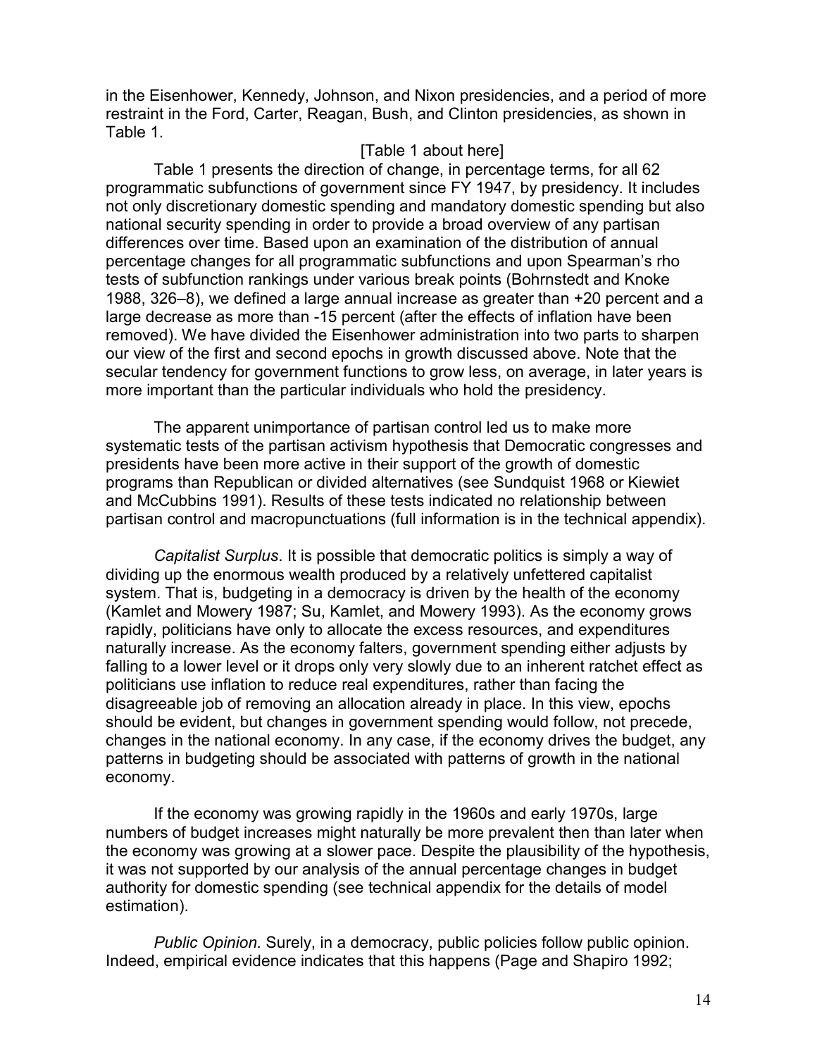in the Eisenhower, Kennedy, Johnson, and Nixon presidencies, and a period of more restraint in the Ford, Carter, Reagan, Bush, and Clinton presidencies, as shown in Table 1.

[Table 1 about here]

Table 1 presents the direction of change, in percentage terms, for all 62 programmatic subfunctions of government since FY 1947, by presidency. It includes not only discretionary domestic spending and mandatory domestic spending but also national security spending in order to provide a broad overview of any partisan differences over time. Based upon an examination of the distribution of annual percentage changes for all programmatic subfunctions and upon Spearman's rho tests of subfunction rankings under various break points (Bohrnstedt and Knoke 1988, 326–8), we defined a large annual increase as greater than +20 percent and a large decrease as more than -15 percent (after the effects of inflation have been removed). We have divided the Eisenhower administration into two parts to sharpen our view of the first and second epochs in growth discussed above. Note that the secular tendency for government functions to grow less, on average, in later years is more important than the particular individuals who hold the presidency.

The apparent unimportance of partisan control led us to make more systematic tests of the partisan activism hypothesis that Democratic congresses and presidents have been more active in their support of the growth of domestic programs than Republican or divided alternatives (see Sundquist 1968 or Kiewiet and McCubbins 1991). Results of these tests indicated no relationship between partisan control and macropunctuations (full information is in the technical appendix).

*Capitalist Surplus*. It is possible that democratic politics is simply a way of dividing up the enormous wealth produced by a relatively unfettered capitalist system. That is, budgeting in a democracy is driven by the health of the economy (Kamlet and Mowery 1987; Su, Kamlet, and Mowery 1993). As the economy grows rapidly, politicians have only to allocate the excess resources, and expenditures naturally increase. As the economy falters, government spending either adjusts by falling to a lower level or it drops only very slowly due to an inherent ratchet effect as politicians use inflation to reduce real expenditures, rather than facing the disagreeable job of removing an allocation already in place. In this view, epochs should be evident, but changes in government spending would follow, not precede, changes in the national economy. In any case, if the economy drives the budget, any patterns in budgeting should be associated with patterns of growth in the national economy.

If the economy was growing rapidly in the 1960s and early 1970s, large numbers of budget increases might naturally be more prevalent then than later when the economy was growing at a slower pace. Despite the plausibility of the hypothesis, it was not supported by our analysis of the annual percentage changes in budget authority for domestic spending (see technical appendix for the details of model estimation).

*Public Opinion.* Surely, in a democracy, public policies follow public opinion. Indeed, empirical evidence indicates that this happens (Page and Shapiro 1992;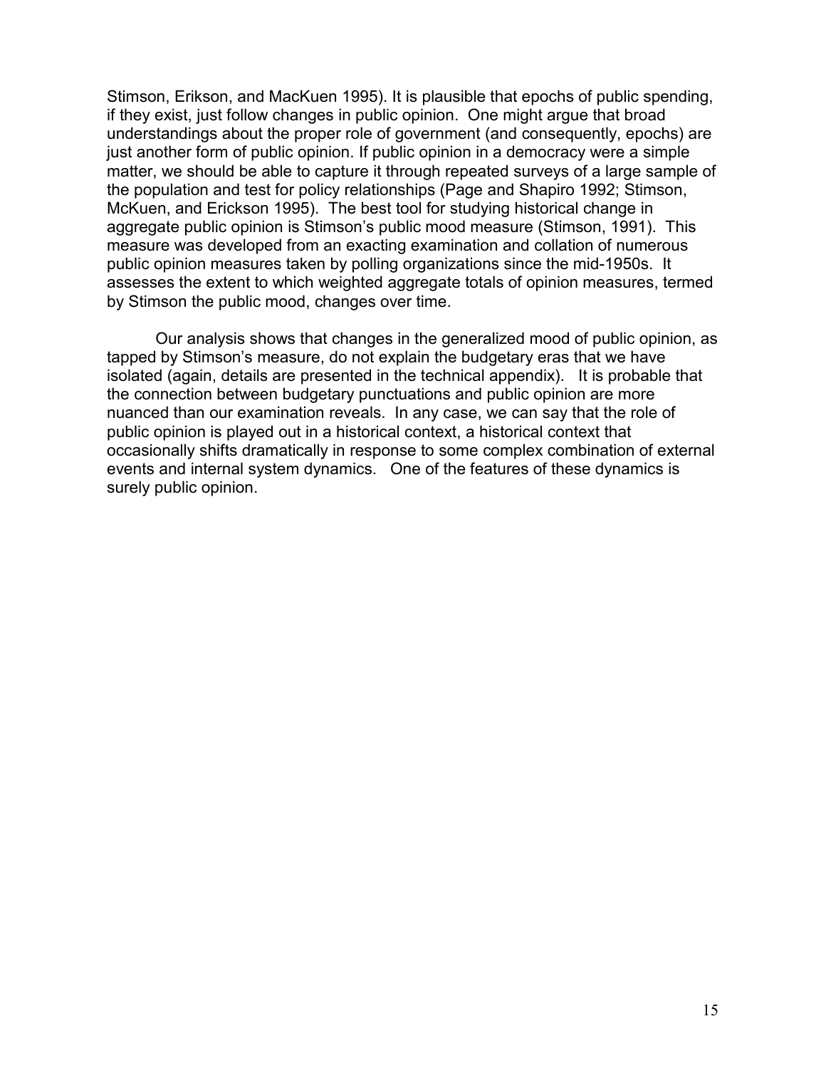Stimson, Erikson, and MacKuen 1995). It is plausible that epochs of public spending, if they exist, just follow changes in public opinion. One might argue that broad understandings about the proper role of government (and consequently, epochs) are just another form of public opinion. If public opinion in a democracy were a simple matter, we should be able to capture it through repeated surveys of a large sample of the population and test for policy relationships (Page and Shapiro 1992; Stimson, McKuen, and Erickson 1995). The best tool for studying historical change in aggregate public opinion is Stimson's public mood measure (Stimson, 1991). This measure was developed from an exacting examination and collation of numerous public opinion measures taken by polling organizations since the mid-1950s. It assesses the extent to which weighted aggregate totals of opinion measures, termed by Stimson the public mood, changes over time.

Our analysis shows that changes in the generalized mood of public opinion, as tapped by Stimson's measure, do not explain the budgetary eras that we have isolated (again, details are presented in the technical appendix). It is probable that the connection between budgetary punctuations and public opinion are more nuanced than our examination reveals. In any case, we can say that the role of public opinion is played out in a historical context, a historical context that occasionally shifts dramatically in response to some complex combination of external events and internal system dynamics. One of the features of these dynamics is surely public opinion.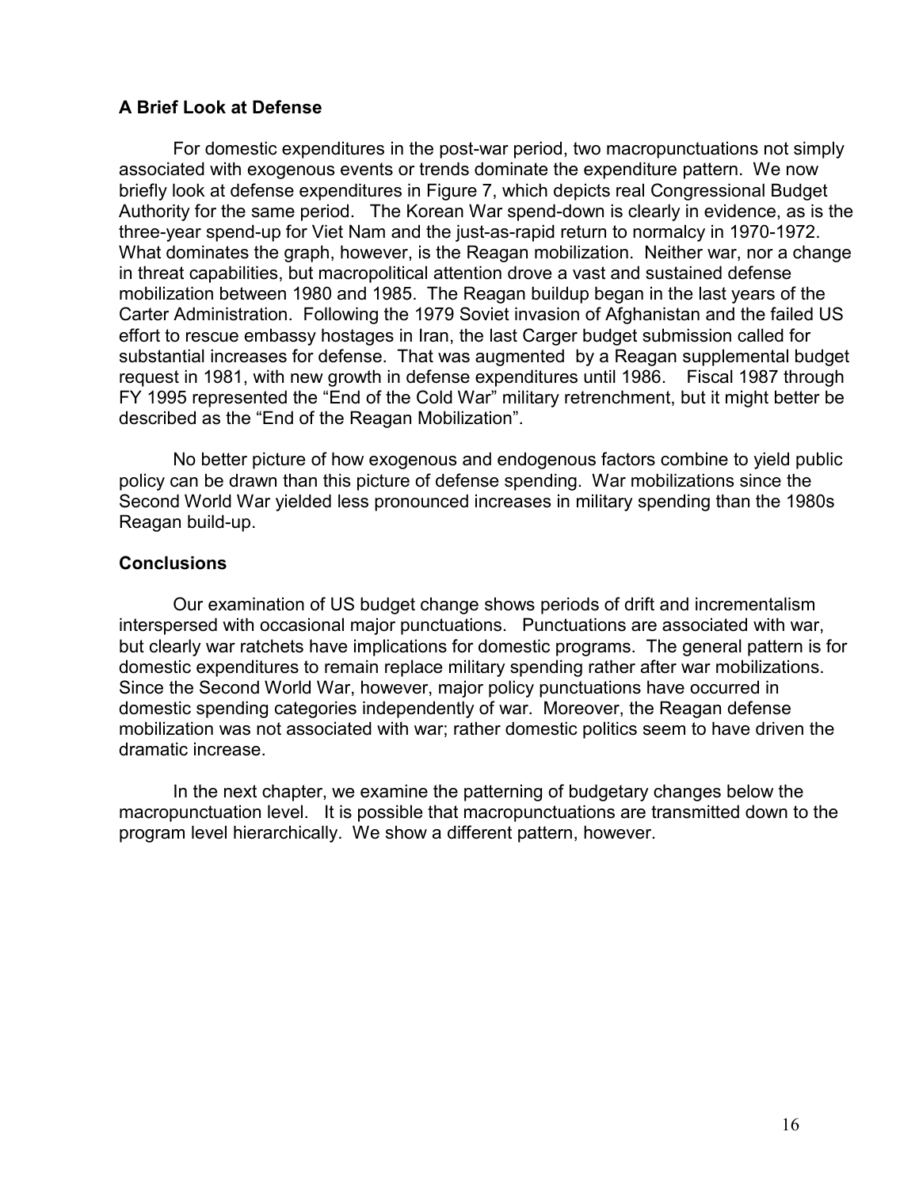### A Brief Look at Defense

For domestic expenditures in the post-war period, two macropunctuations not simply associated with exogenous events or trends dominate the expenditure pattern. We now briefly look at defense expenditures in Figure 7, which depicts real Congressional Budget Authority for the same period. The Korean War spend-down is clearly in evidence, as is the three-year spend-up for Viet Nam and the just-as-rapid return to normalcy in 1970-1972. What dominates the graph, however, is the Reagan mobilization. Neither war, nor a change in threat capabilities, but macropolitical attention drove a vast and sustained defense mobilization between 1980 and 1985. The Reagan buildup began in the last years of the Carter Administration. Following the 1979 Soviet invasion of Afghanistan and the failed US effort to rescue embassy hostages in Iran, the last Carger budget submission called for substantial increases for defense. That was augmented by a Reagan supplemental budget request in 1981, with new growth in defense expenditures until 1986. Fiscal 1987 through FY 1995 represented the "End of the Cold War" military retrenchment, but it might better be described as the "End of the Reagan Mobilization".

No better picture of how exogenous and endogenous factors combine to yield public policy can be drawn than this picture of defense spending. War mobilizations since the Second World War yielded less pronounced increases in military spending than the 1980s Reagan build-up.

### Conclusions

Our examination of US budget change shows periods of drift and incrementalism interspersed with occasional major punctuations. Punctuations are associated with war, but clearly war ratchets have implications for domestic programs. The general pattern is for domestic expenditures to remain replace military spending rather after war mobilizations. Since the Second World War, however, major policy punctuations have occurred in domestic spending categories independently of war. Moreover, the Reagan defense mobilization was not associated with war; rather domestic politics seem to have driven the dramatic increase.

In the next chapter, we examine the patterning of budgetary changes below the macropunctuation level. It is possible that macropunctuations are transmitted down to the program level hierarchically. We show a different pattern, however.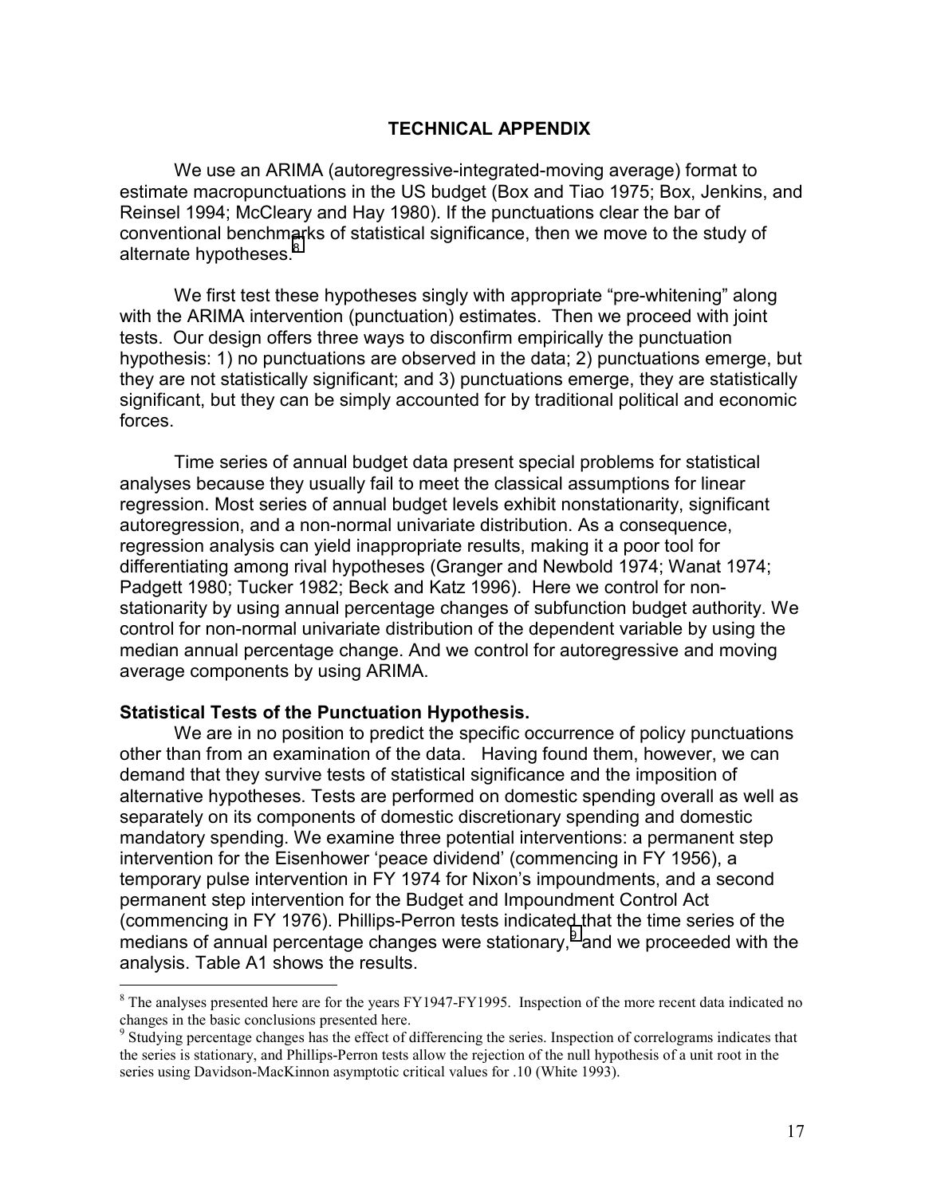## TECHNICAL APPENDIX

We use an ARIMA (autoregressive-integrated-moving average) format to estimate macropunctuations in the US budget (Box and Tiao 1975; Box, Jenkins, and Reinsel 1994; McCleary and Hay 1980). If the punctuations clear the bar of conventional benchmarks of statistical significance, then we move to the study of alternate hypotheses.[8]

We first test these hypotheses singly with appropriate "pre-whitening" along with the ARIMA intervention (punctuation) estimates. Then we proceed with joint tests. Our design offers three ways to disconfirm empirically the punctuation hypothesis: 1) no punctuations are observed in the data; 2) punctuations emerge, but they are not statistically significant; and 3) punctuations emerge, they are statistically significant, but they can be simply accounted for by traditional political and economic forces.

Time series of annual budget data present special problems for statistical analyses because they usually fail to meet the classical assumptions for linear regression. Most series of annual budget levels exhibit nonstationarity, significant autoregression, and a non-normal univariate distribution. As a consequence, regression analysis can yield inappropriate results, making it a poor tool for differentiating among rival hypotheses (Granger and Newbold 1974; Wanat 1974; Padgett 1980; Tucker 1982; Beck and Katz 1996). Here we control for non-stationarity by using annual percentage changes of subfunction budget authority. We control for non-normal univariate distribution of the dependent variable by using the median annual percentage change. And we control for autoregressive and moving average components by using ARIMA.

**Statistical Tests of the Punctuation Hypothesis.**

We are in no position to predict the specific occurrence of policy punctuations other than from an examination of the data. Having found them, however, we can demand that they survive tests of statistical significance and the imposition of alternative hypotheses. Tests are performed on domestic spending overall as well as separately on its components of domestic discretionary spending and domestic mandatory spending. We examine three potential interventions: a permanent step intervention for the Eisenhower 'peace dividend' (commencing in FY 1956), a temporary pulse intervention in FY 1974 for Nixon's impoundments, and a second permanent step intervention for the Budget and Impoundment Control Act (commencing in FY 1976). Phillips-Perron tests indicated that the time series of the medians of annual percentage changes were stationary,[9] and we proceeded with the analysis. Table A1 shows the results.

[8] The analyses presented here are for the years FY1947-FY1995. Inspection of the more recent data indicated no changes in the basic conclusions presented here.

[9] Studying percentage changes has the effect of differencing the series. Inspection of correlograms indicates that the series is stationary, and Phillips-Perron tests allow the rejection of the null hypothesis of a unit root in the series using Davidson-MacKinnon asymptotic critical values for .10 (White 1993).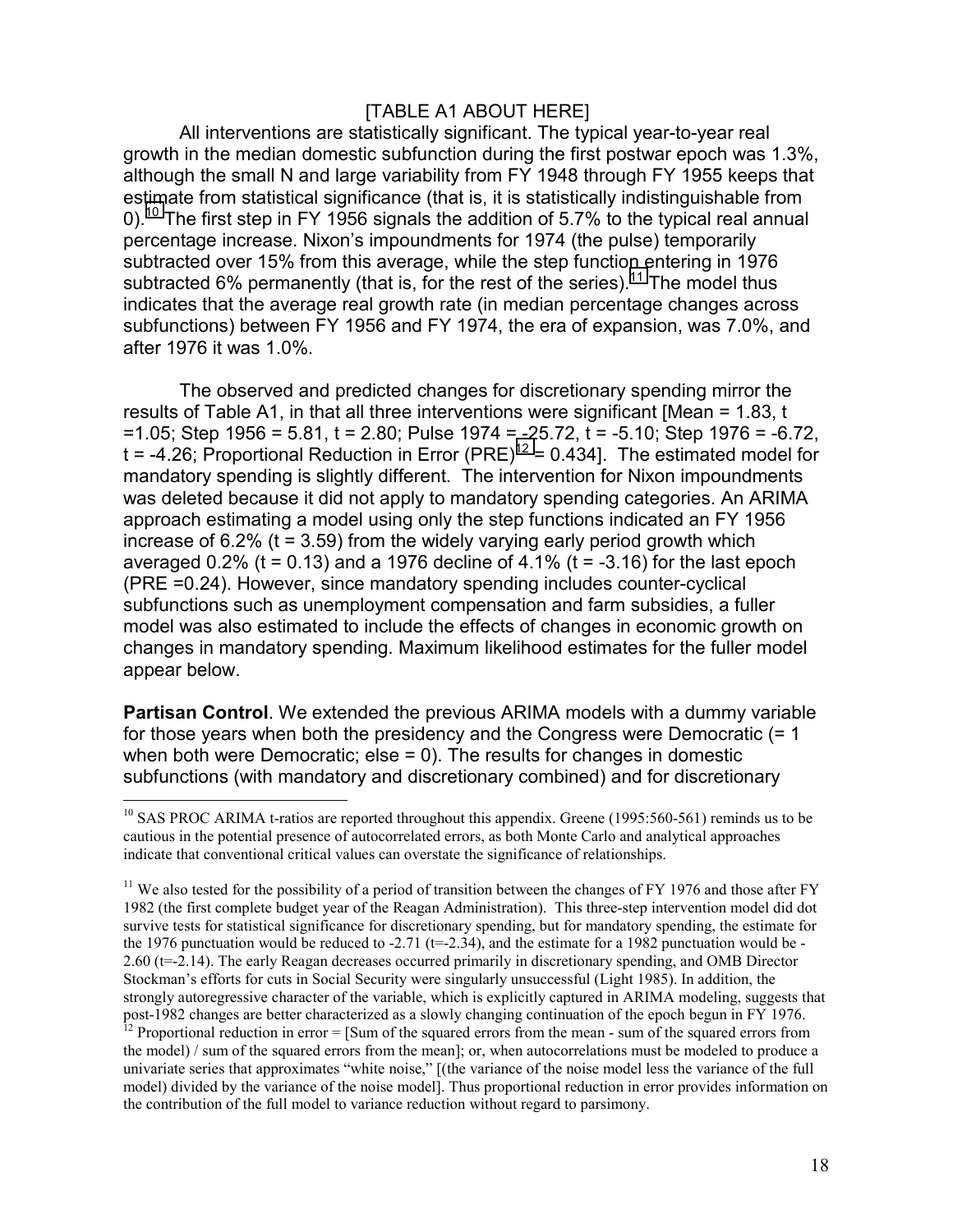[TABLE A1 ABOUT HERE]

All interventions are statistically significant. The typical year-to-year real growth in the median domestic subfunction during the first postwar epoch was 1.3%, although the small N and large variability from FY 1948 through FY 1955 keeps that estimate from statistical significance (that is, it is statistically indistinguishable from 0).[10] The first step in FY 1956 signals the addition of 5.7% to the typical real annual percentage increase. Nixon's impoundments for 1974 (the pulse) temporarily subtracted over 15% from this average, while the step function entering in 1976 subtracted 6% permanently (that is, for the rest of the series).[11] The model thus indicates that the average real growth rate (in median percentage changes across subfunctions) between FY 1956 and FY 1974, the era of expansion, was 7.0%, and after 1976 it was 1.0%.

The observed and predicted changes for discretionary spending mirror the results of Table A1, in that all three interventions were significant [Mean = 1.83, t =1.05; Step 1956 = 5.81, t = 2.80; Pulse 1974 = -25.72, t = -5.10; Step 1976 = -6.72, t = -4.26; Proportional Reduction in Error (PRE)[12] = 0.434]. The estimated model for mandatory spending is slightly different. The intervention for Nixon impoundments was deleted because it did not apply to mandatory spending categories. An ARIMA approach estimating a model using only the step functions indicated an FY 1956 increase of 6.2% (t = 3.59) from the widely varying early period growth which averaged 0.2% (t = 0.13) and a 1976 decline of 4.1% (t = -3.16) for the last epoch (PRE =0.24). However, since mandatory spending includes counter-cyclical subfunctions such as unemployment compensation and farm subsidies, a fuller model was also estimated to include the effects of changes in economic growth on changes in mandatory spending. Maximum likelihood estimates for the fuller model appear below.

**Partisan Control**. We extended the previous ARIMA models with a dummy variable for those years when both the presidency and the Congress were Democratic (= 1 when both were Democratic; else = 0). The results for changes in domestic subfunctions (with mandatory and discretionary combined) and for discretionary

---

[10] SAS PROC ARIMA t-ratios are reported throughout this appendix. Greene (1995:560-561) reminds us to be cautious in the potential presence of autocorrelated errors, as both Monte Carlo and analytical approaches indicate that conventional critical values can overstate the significance of relationships.

[11] We also tested for the possibility of a period of transition between the changes of FY 1976 and those after FY 1982 (the first complete budget year of the Reagan Administration). This three-step intervention model did dot survive tests for statistical significance for discretionary spending, but for mandatory spending, the estimate for the 1976 punctuation would be reduced to -2.71 (t=-2.34), and the estimate for a 1982 punctuation would be -2.60 (t=-2.14). The early Reagan decreases occurred primarily in discretionary spending, and OMB Director Stockman's efforts for cuts in Social Security were singularly unsuccessful (Light 1985). In addition, the strongly autoregressive character of the variable, which is explicitly captured in ARIMA modeling, suggests that post-1982 changes are better characterized as a slowly changing continuation of the epoch begun in FY 1976.

[12] Proportional reduction in error = [Sum of the squared errors from the mean - sum of the squared errors from the model) / sum of the squared errors from the mean]; or, when autocorrelations must be modeled to produce a univariate series that approximates "white noise," [(the variance of the noise model less the variance of the full model) divided by the variance of the noise model]. Thus proportional reduction in error provides information on the contribution of the full model to variance reduction without regard to parsimony.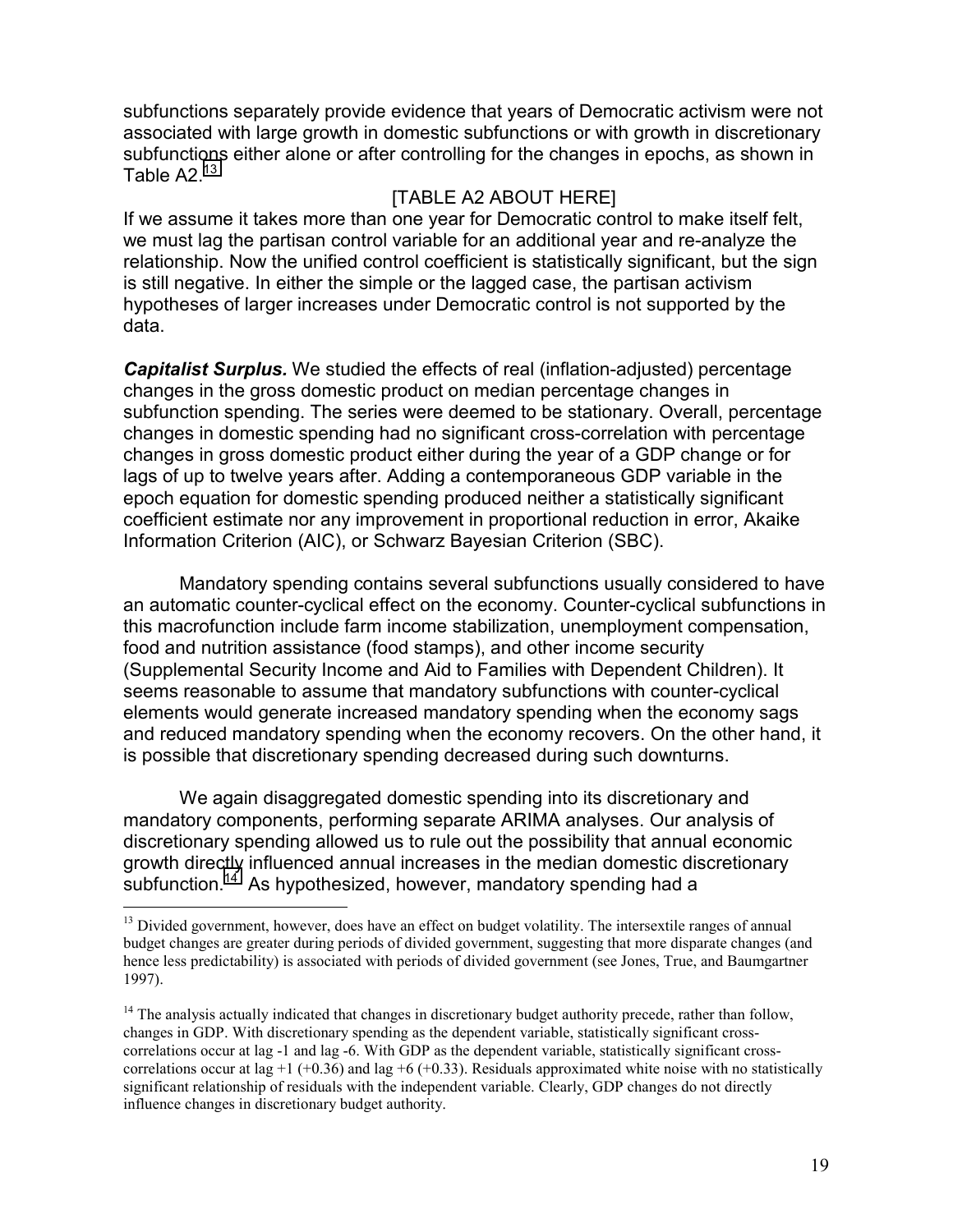subfunctions separately provide evidence that years of Democratic activism were not associated with large growth in domestic subfunctions or with growth in discretionary subfunctions either alone or after controlling for the changes in epochs, as shown in Table A2.[13]

[TABLE A2 ABOUT HERE]

If we assume it takes more than one year for Democratic control to make itself felt, we must lag the partisan control variable for an additional year and re-analyze the relationship. Now the unified control coefficient is statistically significant, but the sign is still negative. In either the simple or the lagged case, the partisan activism hypotheses of larger increases under Democratic control is not supported by the data.

***Capitalist Surplus.*** We studied the effects of real (inflation-adjusted) percentage changes in the gross domestic product on median percentage changes in subfunction spending. The series were deemed to be stationary. Overall, percentage changes in domestic spending had no significant cross-correlation with percentage changes in gross domestic product either during the year of a GDP change or for lags of up to twelve years after. Adding a contemporaneous GDP variable in the epoch equation for domestic spending produced neither a statistically significant coefficient estimate nor any improvement in proportional reduction in error, Akaike Information Criterion (AIC), or Schwarz Bayesian Criterion (SBC).

Mandatory spending contains several subfunctions usually considered to have an automatic counter-cyclical effect on the economy. Counter-cyclical subfunctions in this macrofunction include farm income stabilization, unemployment compensation, food and nutrition assistance (food stamps), and other income security (Supplemental Security Income and Aid to Families with Dependent Children). It seems reasonable to assume that mandatory subfunctions with counter-cyclical elements would generate increased mandatory spending when the economy sags and reduced mandatory spending when the economy recovers. On the other hand, it is possible that discretionary spending decreased during such downturns.

We again disaggregated domestic spending into its discretionary and mandatory components, performing separate ARIMA analyses. Our analysis of discretionary spending allowed us to rule out the possibility that annual economic growth directly influenced annual increases in the median domestic discretionary subfunction.[14] As hypothesized, however, mandatory spending had a

---

[13] Divided government, however, does have an effect on budget volatility. The intersextile ranges of annual budget changes are greater during periods of divided government, suggesting that more disparate changes (and hence less predictability) is associated with periods of divided government (see Jones, True, and Baumgartner 1997).

[14] The analysis actually indicated that changes in discretionary budget authority precede, rather than follow, changes in GDP. With discretionary spending as the dependent variable, statistically significant cross-correlations occur at lag -1 and lag -6. With GDP as the dependent variable, statistically significant cross-correlations occur at lag +1 (+0.36) and lag +6 (+0.33). Residuals approximated white noise with no statistically significant relationship of residuals with the independent variable. Clearly, GDP changes do not directly influence changes in discretionary budget authority.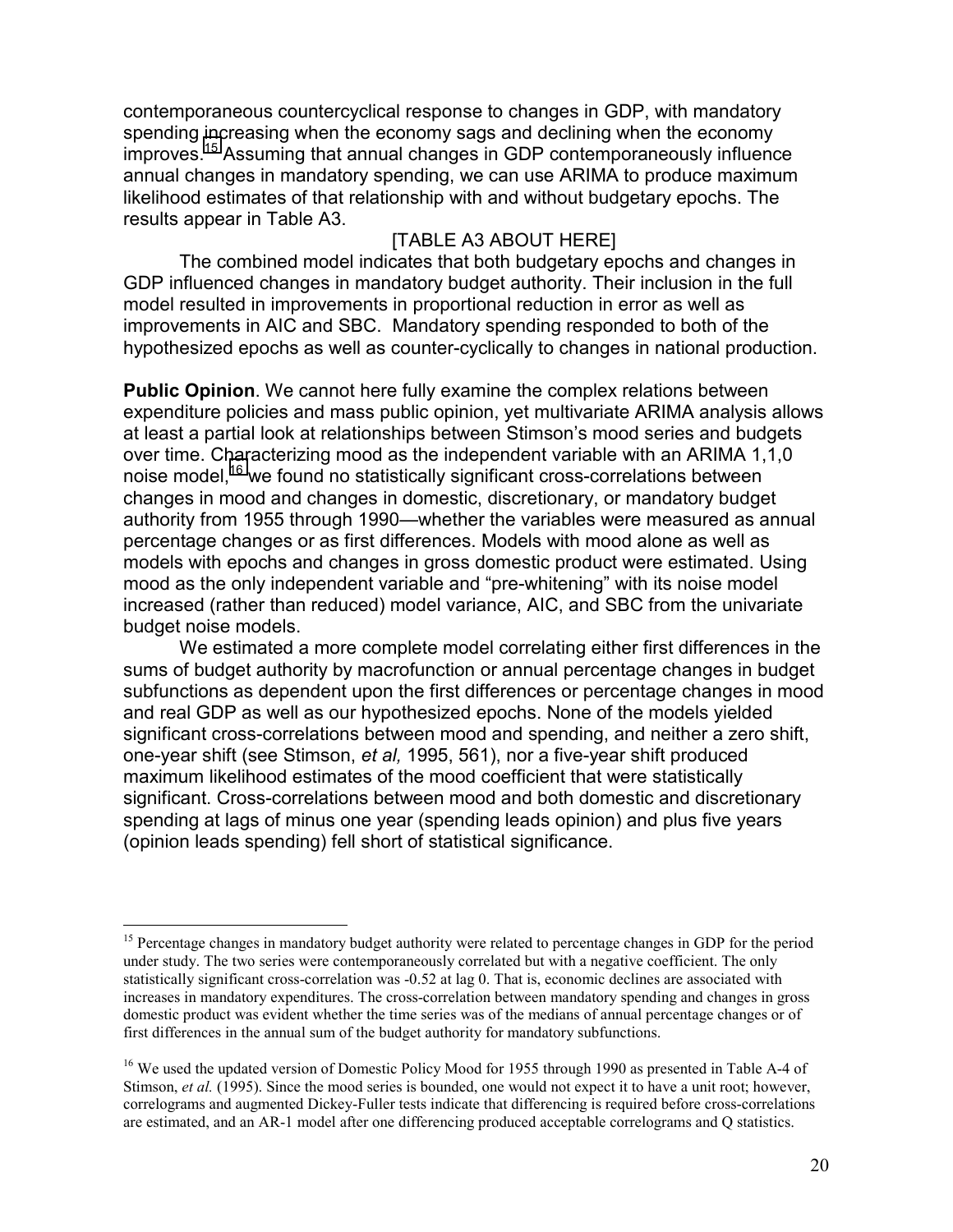contemporaneous countercyclical response to changes in GDP, with mandatory spending increasing when the economy sags and declining when the economy improves.[15] Assuming that annual changes in GDP contemporaneously influence annual changes in mandatory spending, we can use ARIMA to produce maximum likelihood estimates of that relationship with and without budgetary epochs. The results appear in Table A3.

[TABLE A3 ABOUT HERE]

The combined model indicates that both budgetary epochs and changes in GDP influenced changes in mandatory budget authority. Their inclusion in the full model resulted in improvements in proportional reduction in error as well as improvements in AIC and SBC. Mandatory spending responded to both of the hypothesized epochs as well as counter-cyclically to changes in national production.

**Public Opinion**. We cannot here fully examine the complex relations between expenditure policies and mass public opinion, yet multivariate ARIMA analysis allows at least a partial look at relationships between Stimson's mood series and budgets over time. Characterizing mood as the independent variable with an ARIMA 1,1,0 noise model,[16] we found no statistically significant cross-correlations between changes in mood and changes in domestic, discretionary, or mandatory budget authority from 1955 through 1990—whether the variables were measured as annual percentage changes or as first differences. Models with mood alone as well as models with epochs and changes in gross domestic product were estimated. Using mood as the only independent variable and "pre-whitening" with its noise model increased (rather than reduced) model variance, AIC, and SBC from the univariate budget noise models.

We estimated a more complete model correlating either first differences in the sums of budget authority by macrofunction or annual percentage changes in budget subfunctions as dependent upon the first differences or percentage changes in mood and real GDP as well as our hypothesized epochs. None of the models yielded significant cross-correlations between mood and spending, and neither a zero shift, one-year shift (see Stimson, *et al,* 1995, 561), nor a five-year shift produced maximum likelihood estimates of the mood coefficient that were statistically significant. Cross-correlations between mood and both domestic and discretionary spending at lags of minus one year (spending leads opinion) and plus five years (opinion leads spending) fell short of statistical significance.

---

[15] Percentage changes in mandatory budget authority were related to percentage changes in GDP for the period under study. The two series were contemporaneously correlated but with a negative coefficient. The only statistically significant cross-correlation was -0.52 at lag 0. That is, economic declines are associated with increases in mandatory expenditures. The cross-correlation between mandatory spending and changes in gross domestic product was evident whether the time series was of the medians of annual percentage changes or of first differences in the annual sum of the budget authority for mandatory subfunctions.

[16] We used the updated version of Domestic Policy Mood for 1955 through 1990 as presented in Table A-4 of Stimson, *et al.* (1995). Since the mood series is bounded, one would not expect it to have a unit root; however, correlograms and augmented Dickey-Fuller tests indicate that differencing is required before cross-correlations are estimated, and an AR-1 model after one differencing produced acceptable correlograms and Q statistics.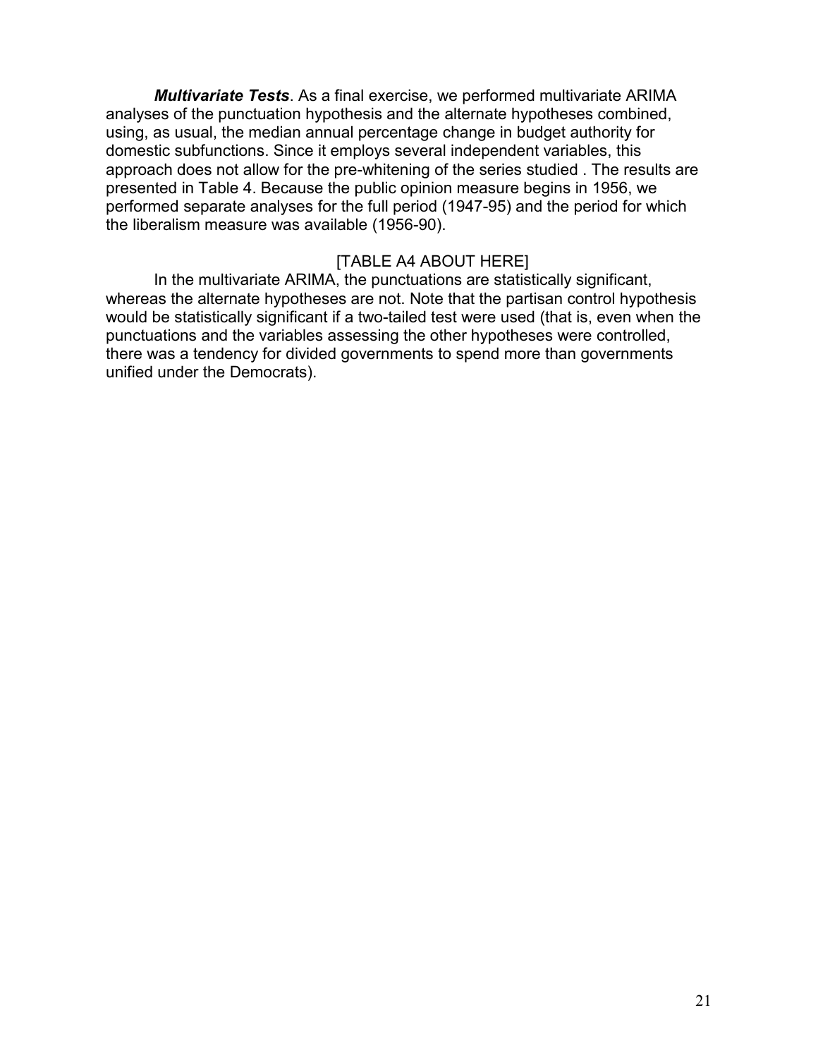***Multivariate Tests***. As a final exercise, we performed multivariate ARIMA analyses of the punctuation hypothesis and the alternate hypotheses combined, using, as usual, the median annual percentage change in budget authority for domestic subfunctions. Since it employs several independent variables, this approach does not allow for the pre-whitening of the series studied . The results are presented in Table 4. Because the public opinion measure begins in 1956, we performed separate analyses for the full period (1947-95) and the period for which the liberalism measure was available (1956-90).

[TABLE A4 ABOUT HERE]

In the multivariate ARIMA, the punctuations are statistically significant, whereas the alternate hypotheses are not. Note that the partisan control hypothesis would be statistically significant if a two-tailed test were used (that is, even when the punctuations and the variables assessing the other hypotheses were controlled, there was a tendency for divided governments to spend more than governments unified under the Democrats).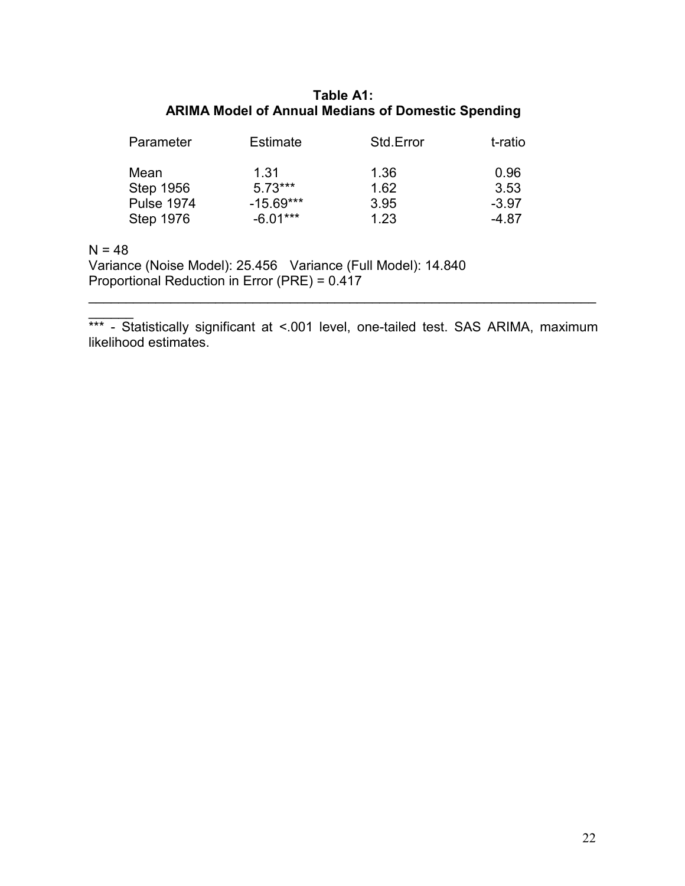**Table A1:**
**ARIMA Model of Annual Medians of Domestic Spending**

| Parameter | Estimate | Std.Error | t-ratio |
|---|---|---|---|
| Mean | 1.31 | 1.36 | 0.96 |
| Step 1956 | 5.73*** | 1.62 | 3.53 |
| Pulse 1974 | -15.69*** | 3.95 | -3.97 |
| Step 1976 | -6.01*** | 1.23 | -4.87 |

N = 48
Variance (Noise Model): 25.456   Variance (Full Model): 14.840
Proportional Reduction in Error (PRE) = 0.417

*** - Statistically significant at <.001 level, one-tailed test. SAS ARIMA, maximum likelihood estimates.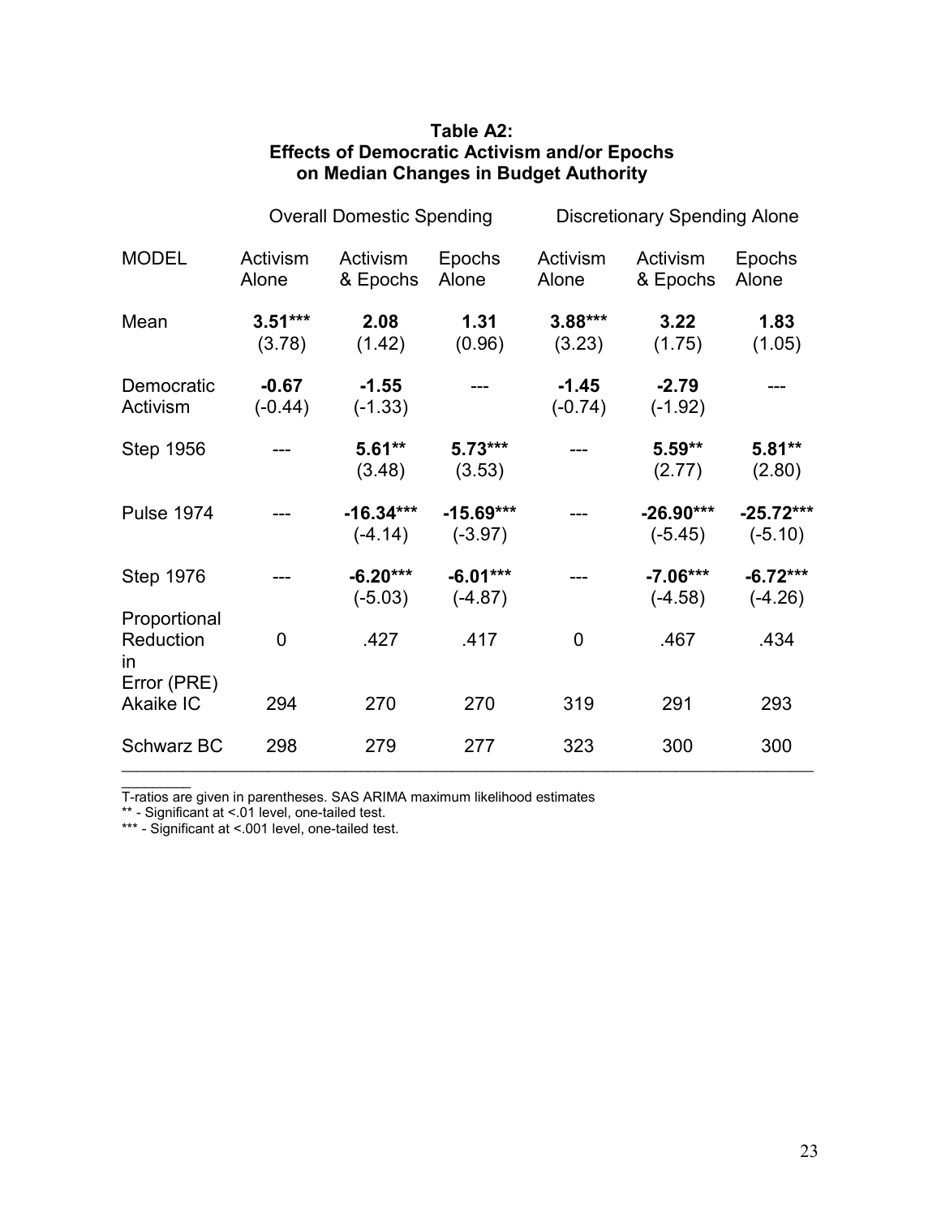**Table A2:**
**Effects of Democratic Activism and/or Epochs on Median Changes in Budget Authority**

| | Overall Domestic Spending | | | Discretionary Spending Alone | | |
|---|---|---|---|---|---|---|
| MODEL | Activism Alone | Activism & Epochs | Epochs Alone | Activism Alone | Activism & Epochs | Epochs Alone |
| Mean | **3.51***** (3.78) | **2.08** (1.42) | **1.31** (0.96) | **3.88***** (3.23) | **3.22** (1.75) | **1.83** (1.05) |
| Democratic Activism | **-0.67** (-0.44) | **-1.55** (-1.33) | --- | **-1.45** (-0.74) | **-2.79** (-1.92) | --- |
| Step 1956 | --- | **5.61**** (3.48) | **5.73***** (3.53) | --- | **5.59**** (2.77) | **5.81**** (2.80) |
| Pulse 1974 | --- | **-16.34***** (-4.14) | **-15.69***** (-3.97) | --- | **-26.90***** (-5.45) | **-25.72***** (-5.10) |
| Step 1976 | --- | **-6.20***** (-5.03) | **-6.01***** (-4.87) | --- | **-7.06***** (-4.58) | **-6.72***** (-4.26) |
| Proportional Reduction in Error (PRE) | 0 | .427 | .417 | 0 | .467 | .434 |
| Akaike IC | 294 | 270 | 270 | 319 | 291 | 293 |
| Schwarz BC | 298 | 279 | 277 | 323 | 300 | 300 |

T-ratios are given in parentheses. SAS ARIMA maximum likelihood estimates
** - Significant at <.01 level, one-tailed test.
*** - Significant at <.001 level, one-tailed test.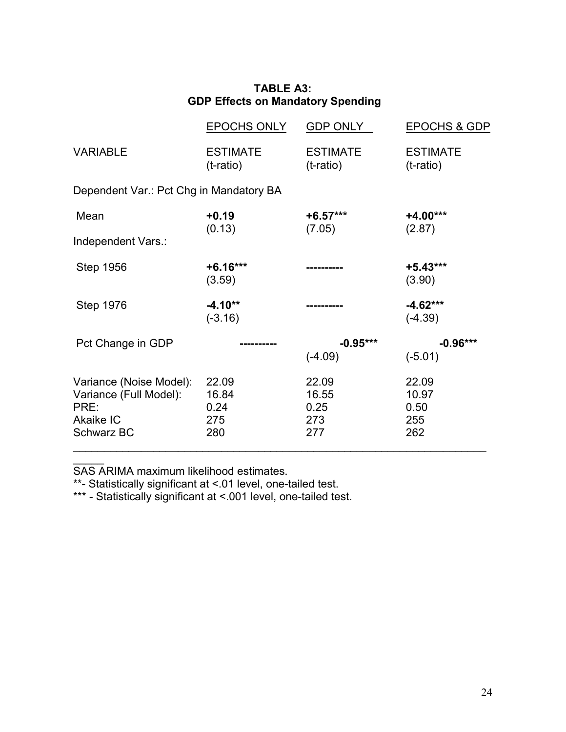**TABLE A3:**
**GDP Effects on Mandatory Spending**

| VARIABLE | EPOCHS ONLY<br>ESTIMATE<br>(t-ratio) | GDP ONLY<br>ESTIMATE<br>(t-ratio) | EPOCHS & GDP<br>ESTIMATE<br>(t-ratio) |
|---|---|---|---|
| Dependent Var.: Pct Chg in Mandatory BA | | | |
| Mean | **+0.19**<br>(0.13) | **+6.57\*\*\***<br>(7.05) | **+4.00\*\*\***<br>(2.87) |
| Independent Vars.: | | | |
| Step 1956 | **+6.16\*\*\***<br>(3.59) | ---------- | **+5.43\*\*\***<br>(3.90) |
| Step 1976 | **-4.10\*\***<br>(-3.16) | ---------- | **-4.62\*\*\***<br>(-4.39) |
| Pct Change in GDP | ---------- | **-0.95\*\*\***<br>(-4.09) | **-0.96\*\*\***<br>(-5.01) |
| Variance (Noise Model): | 22.09 | 22.09 | 22.09 |
| Variance (Full Model): | 16.84 | 16.55 | 10.97 |
| PRE: | 0.24 | 0.25 | 0.50 |
| Akaike IC | 275 | 273 | 255 |
| Schwarz BC | 280 | 277 | 262 |

SAS ARIMA maximum likelihood estimates.

**- Statistically significant at <.01 level, one-tailed test.

*** - Statistically significant at <.001 level, one-tailed test.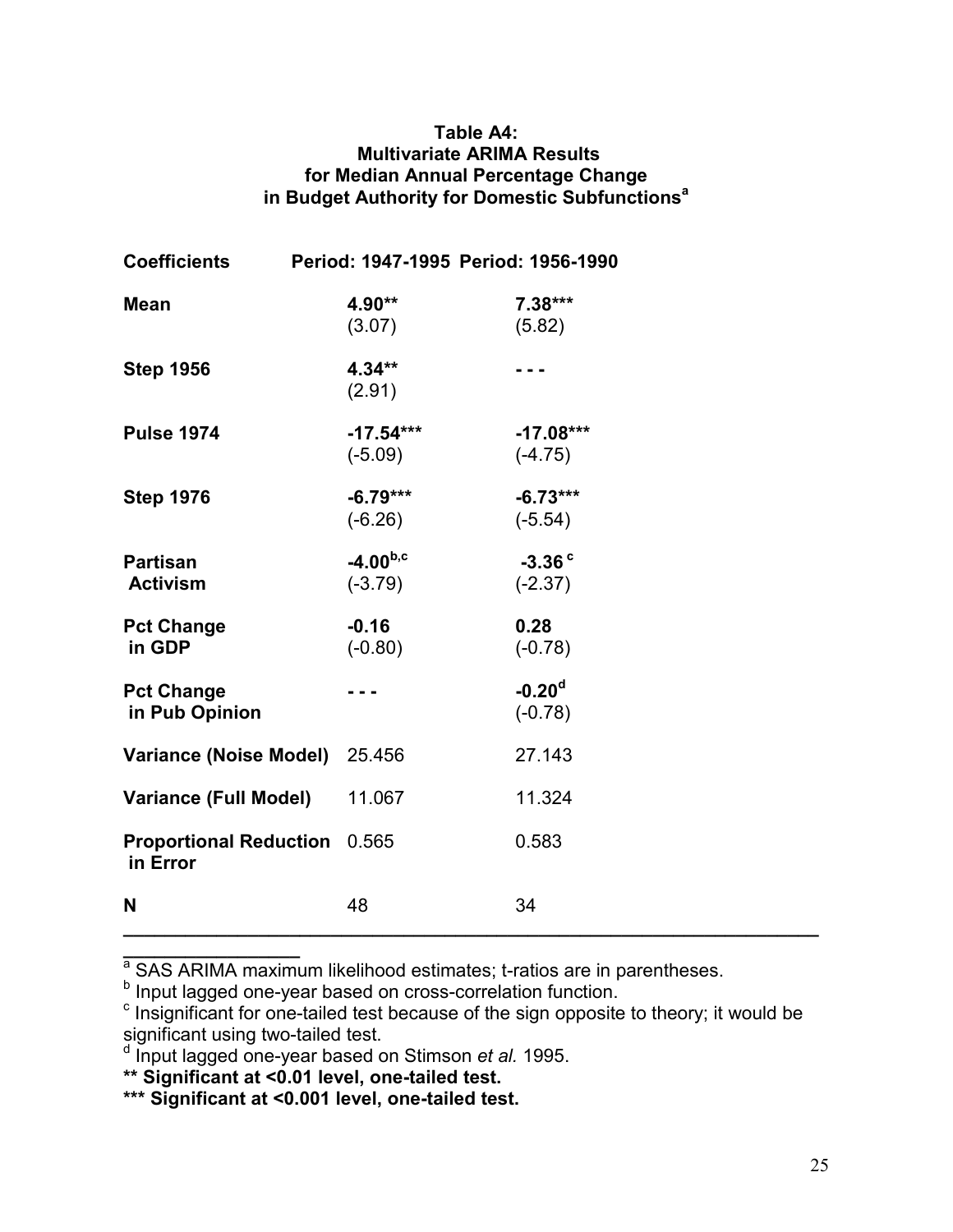**Table A4:**
**Multivariate ARIMA Results**
**for Median Annual Percentage Change**
**in Budget Authority for Domestic Subfunctions[a]**

| Coefficients | Period: 1947-1995 | Period: 1956-1990 |
|---|---|---|
| **Mean** | **4.90**\*\* (3.07) | **7.38**\*\*\* (5.82) |
| **Step 1956** | **4.34**\*\* (2.91) | - - - |
| **Pulse 1974** | **-17.54**\*\*\* (-5.09) | **-17.08**\*\*\* (-4.75) |
| **Step 1976** | **-6.79**\*\*\* (-6.26) | **-6.73**\*\*\* (-5.54) |
| **Partisan Activism** | **-4.00**[b,c] (-3.79) | **-3.36**[c] (-2.37) |
| **Pct Change in GDP** | **-0.16** (-0.80) | **0.28** (-0.78) |
| **Pct Change in Pub Opinion** | - - - | **-0.20**[d] (-0.78) |
| **Variance (Noise Model)** | 25.456 | 27.143 |
| **Variance (Full Model)** | 11.067 | 11.324 |
| **Proportional Reduction in Error** | 0.565 | 0.583 |
| **N** | 48 | 34 |

[a] SAS ARIMA maximum likelihood estimates; t-ratios are in parentheses.
[b] Input lagged one-year based on cross-correlation function.
[c] Insignificant for one-tailed test because of the sign opposite to theory; it would be significant using two-tailed test.
[d] Input lagged one-year based on Stimson *et al.* 1995.
**\*\* Significant at <0.01 level, one-tailed test.**
**\*\*\* Significant at <0.001 level, one-tailed test.**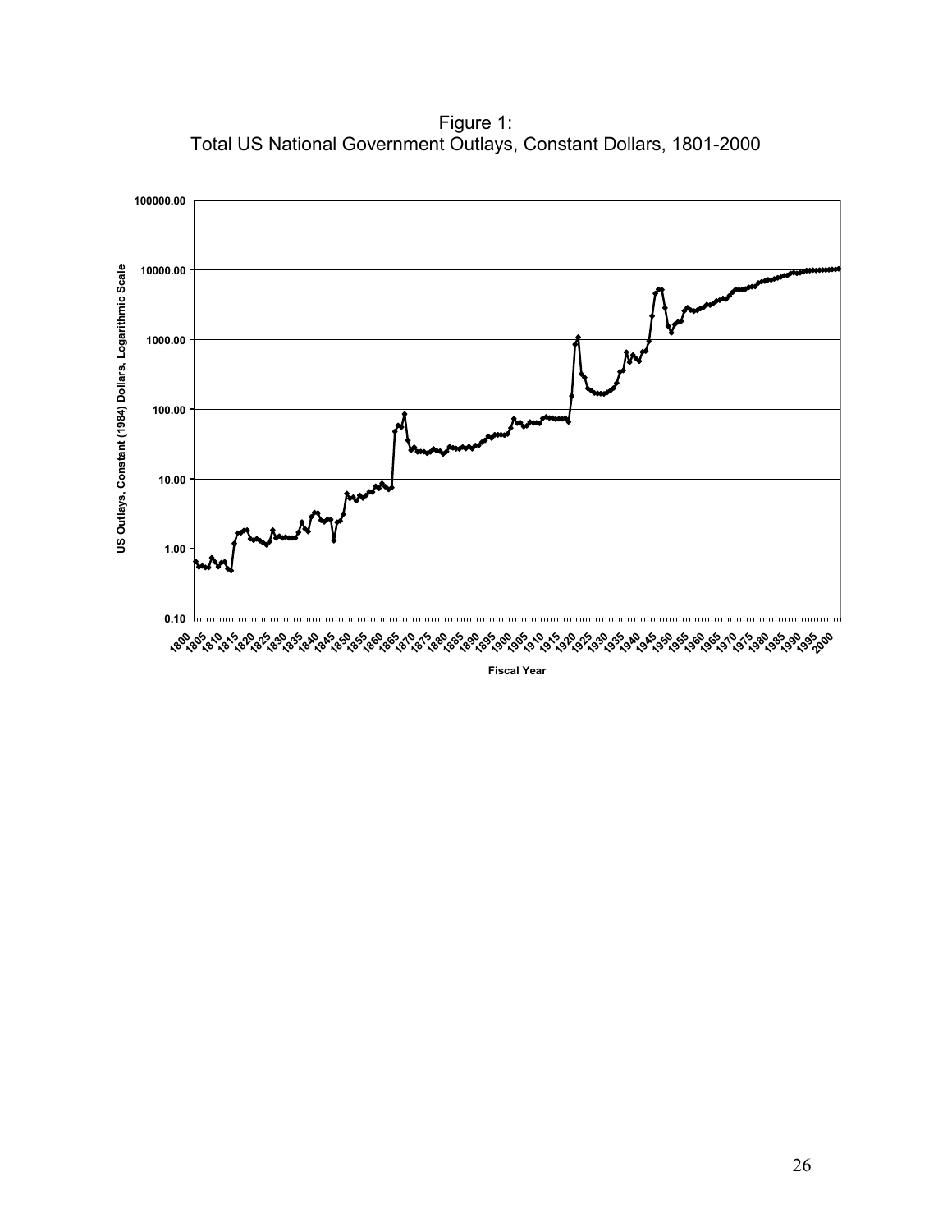Figure 1:
Total US National Government Outlays, Constant Dollars, 1801-2000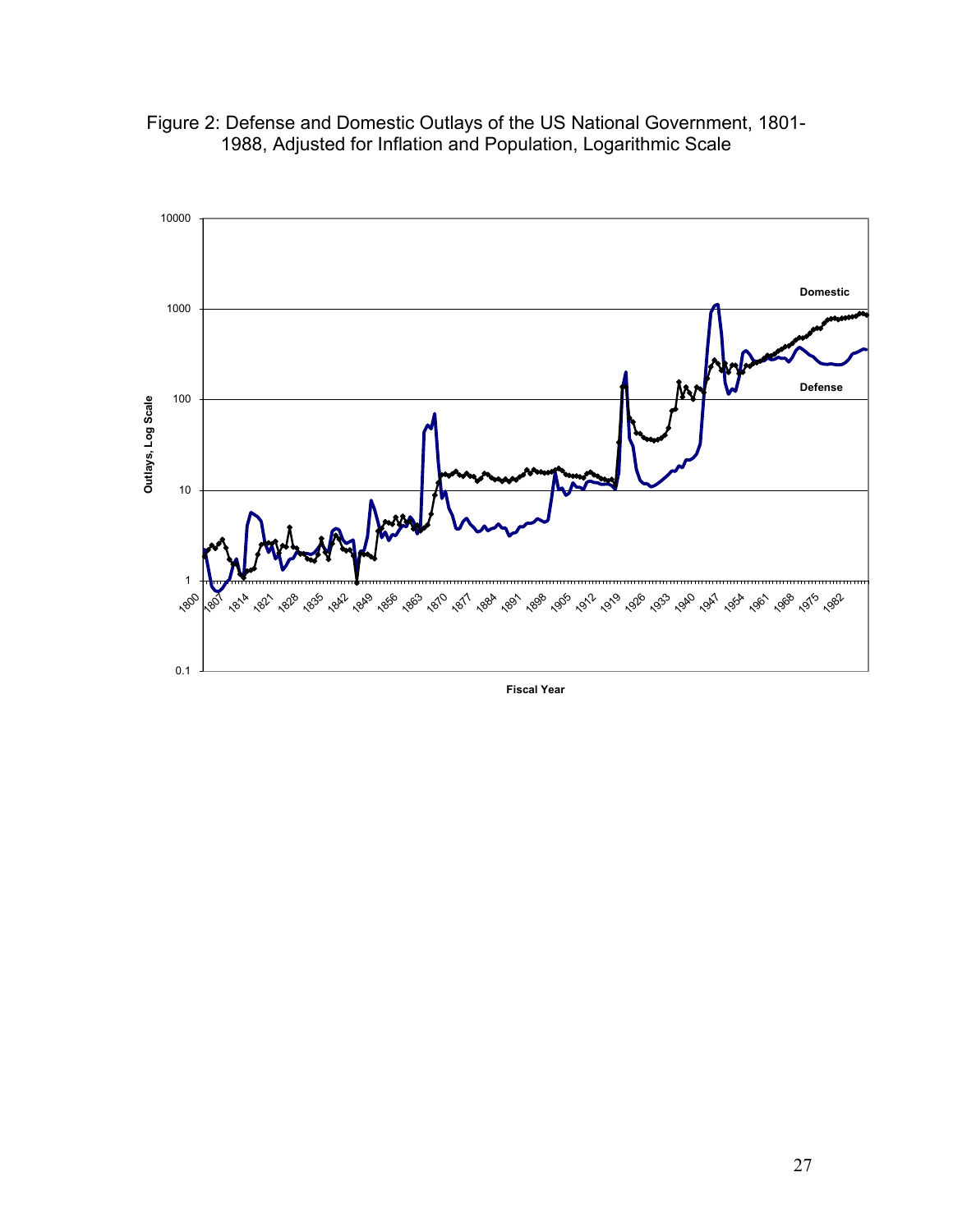Figure 2: Defense and Domestic Outlays of the US National Government, 1801-1988, Adjusted for Inflation and Population, Logarithmic Scale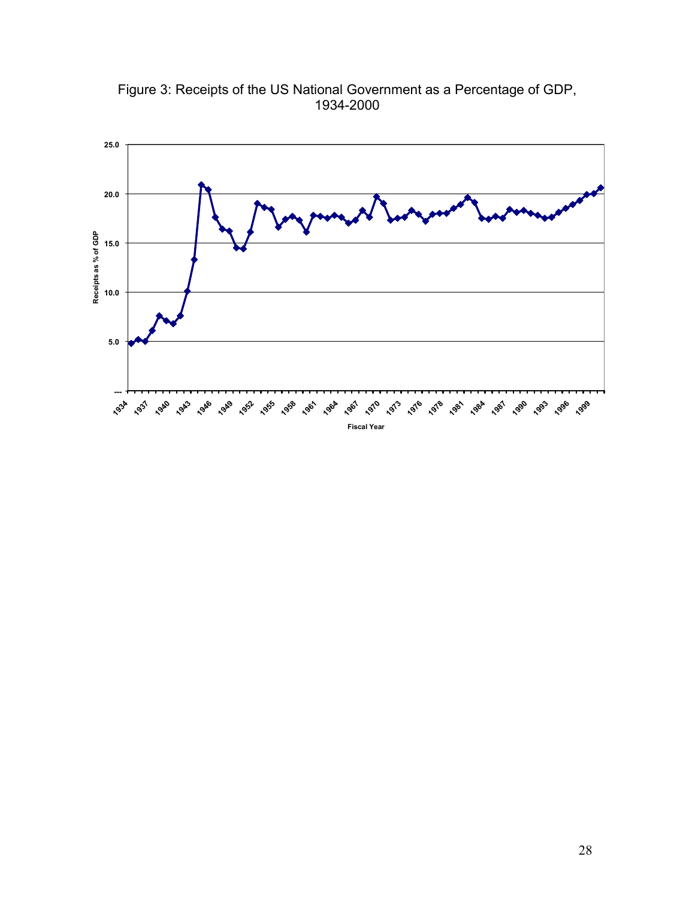Figure 3: Receipts of the US National Government as a Percentage of GDP, 1934-2000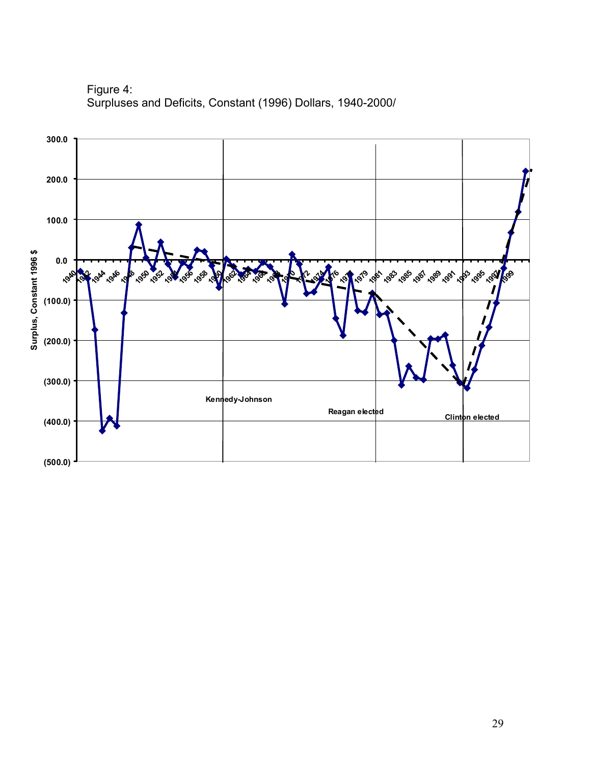Figure 4:
Surpluses and Deficits, Constant (1996) Dollars, 1940-2000/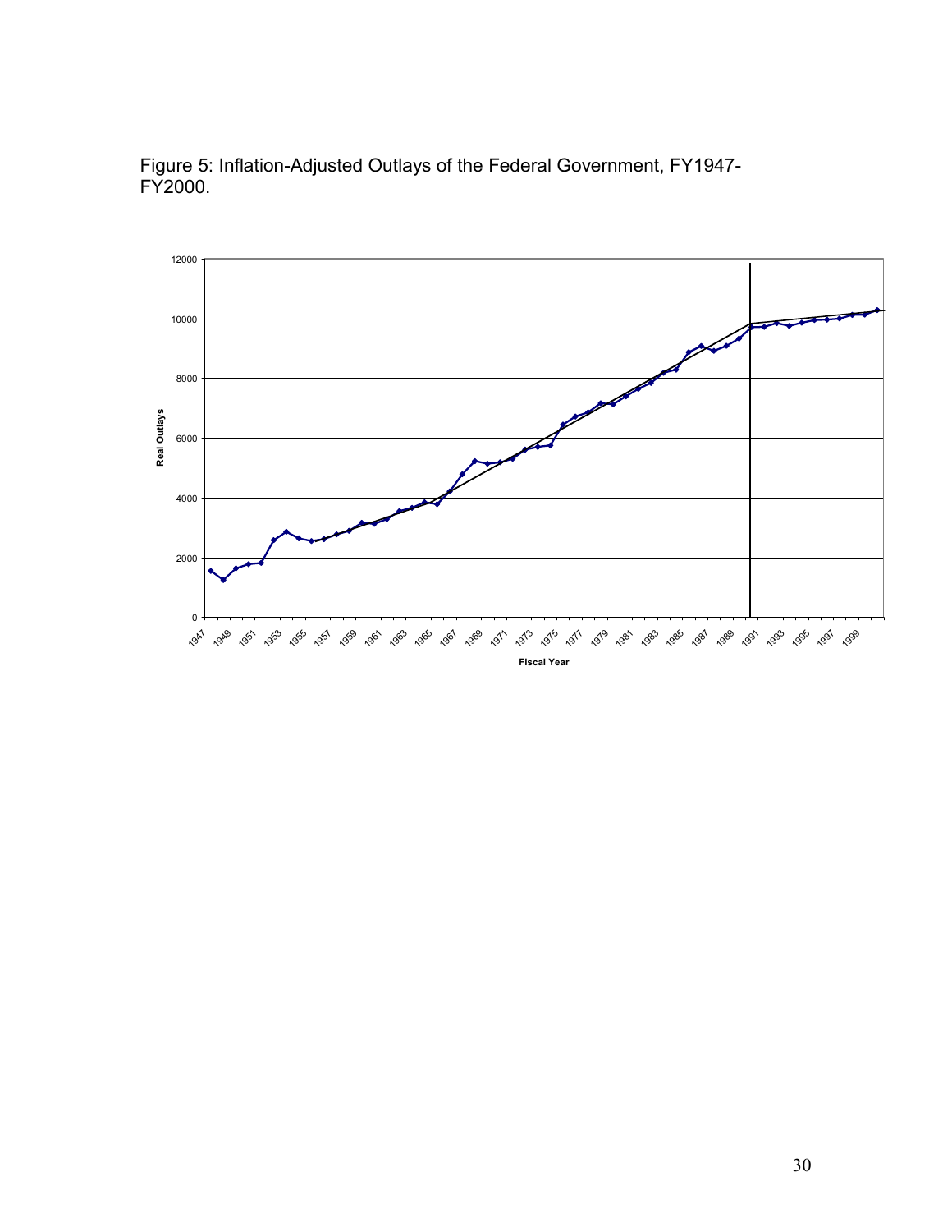Figure 5: Inflation-Adjusted Outlays of the Federal Government, FY1947-FY2000.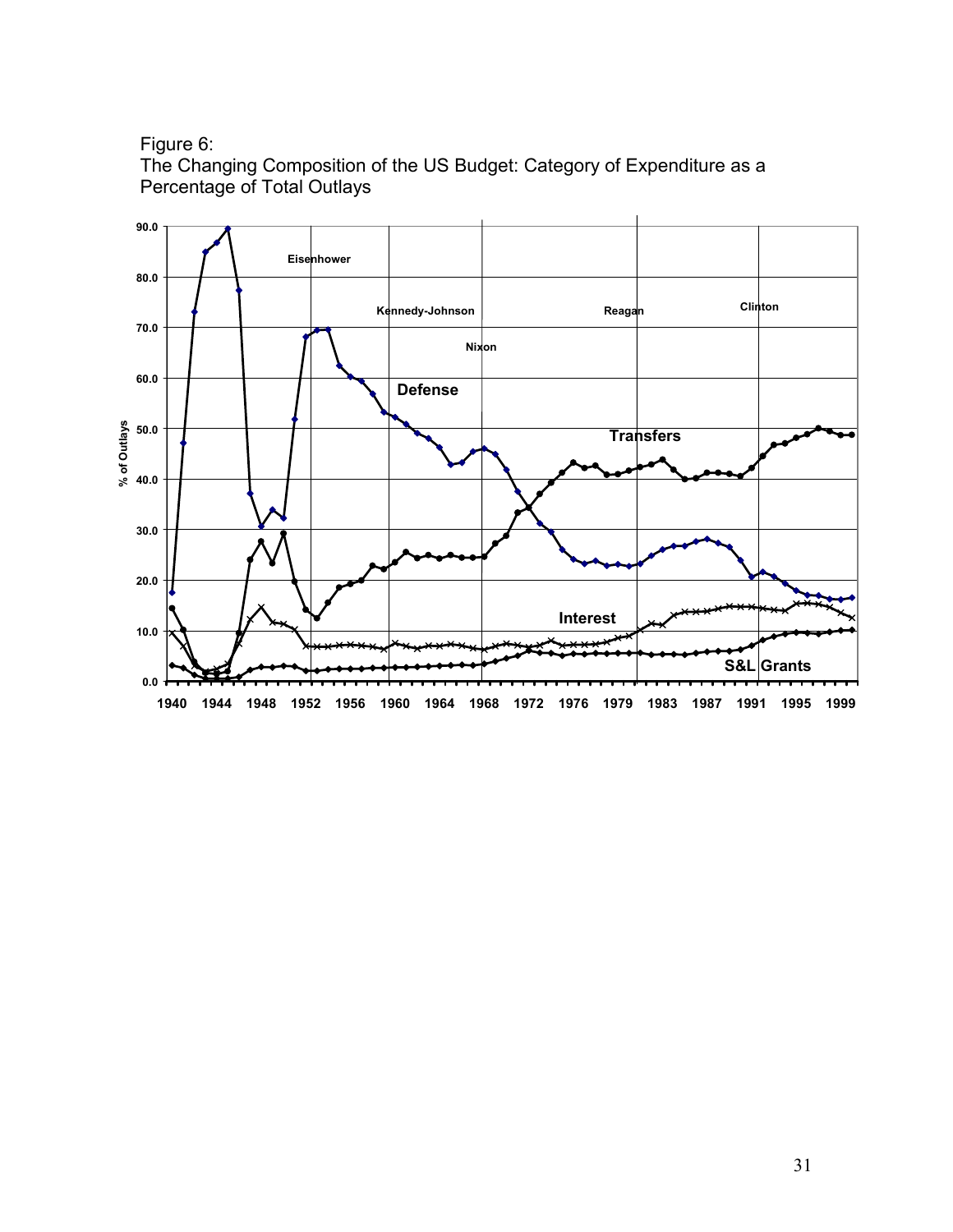Figure 6:
The Changing Composition of the US Budget: Category of Expenditure as a Percentage of Total Outlays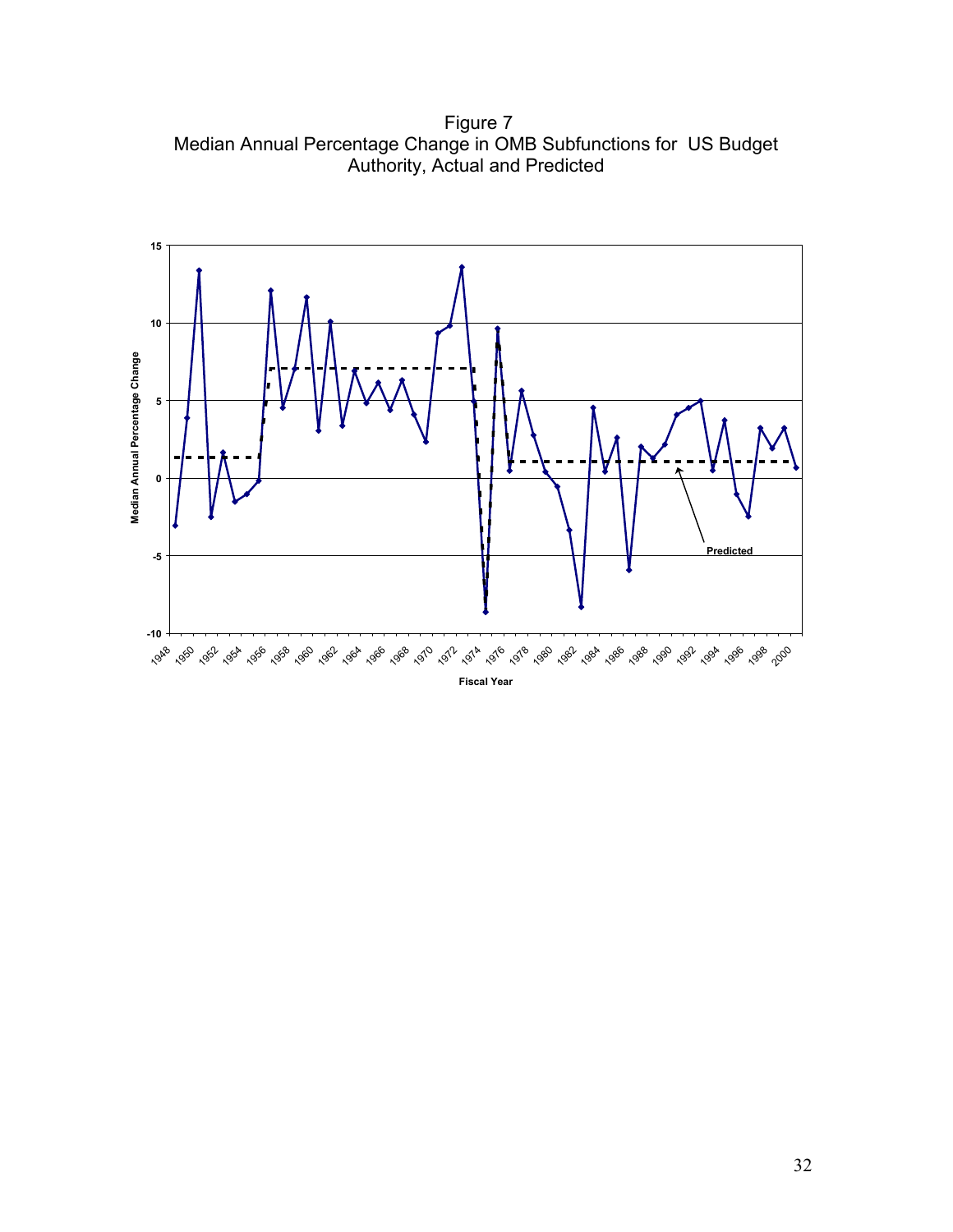Figure 7
Median Annual Percentage Change in OMB Subfunctions for US Budget Authority, Actual and Predicted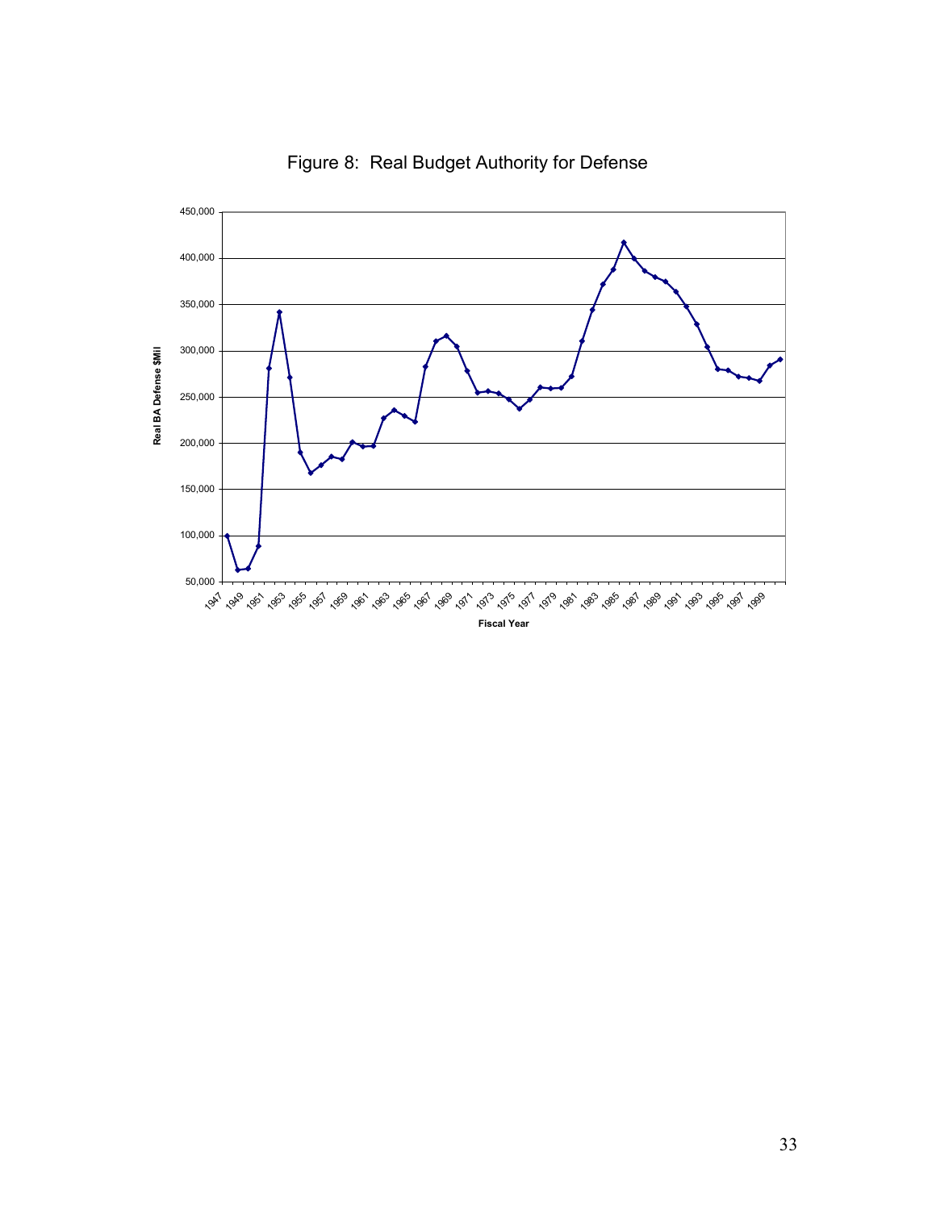Figure 8: Real Budget Authority for Defense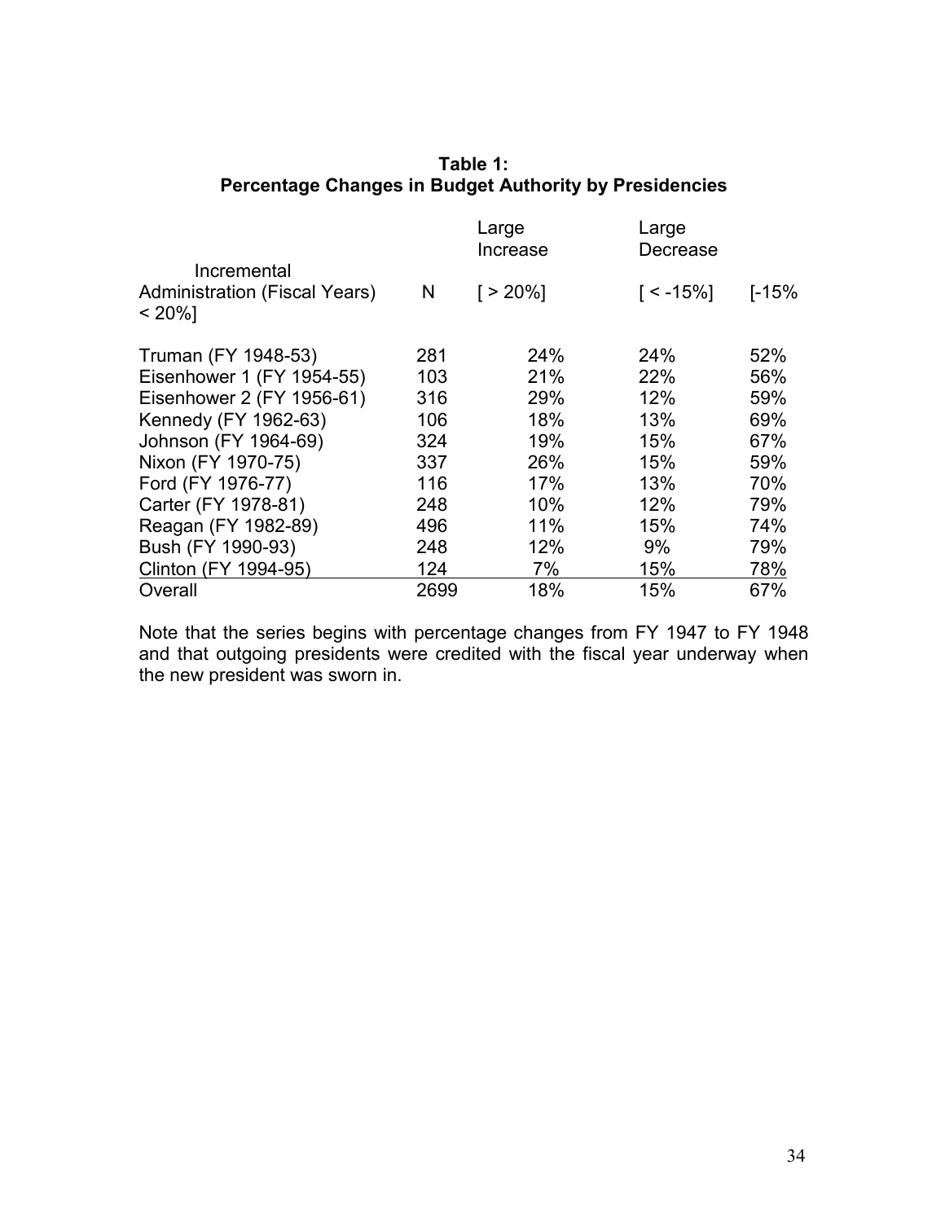**Table 1:**
**Percentage Changes in Budget Authority by Presidencies**

| Administration (Fiscal Years) | N | Large Increase [ > 20%] | Large Decrease [ < -15%] | Incremental [-15% < 20%] |
|---|---|---|---|---|
| Truman (FY 1948-53) | 281 | 24% | 24% | 52% |
| Eisenhower 1 (FY 1954-55) | 103 | 21% | 22% | 56% |
| Eisenhower 2 (FY 1956-61) | 316 | 29% | 12% | 59% |
| Kennedy (FY 1962-63) | 106 | 18% | 13% | 69% |
| Johnson (FY 1964-69) | 324 | 19% | 15% | 67% |
| Nixon (FY 1970-75) | 337 | 26% | 15% | 59% |
| Ford (FY 1976-77) | 116 | 17% | 13% | 70% |
| Carter (FY 1978-81) | 248 | 10% | 12% | 79% |
| Reagan (FY 1982-89) | 496 | 11% | 15% | 74% |
| Bush (FY 1990-93) | 248 | 12% | 9% | 79% |
| Clinton (FY 1994-95) | 124 | 7% | 15% | 78% |
| Overall | 2699 | 18% | 15% | 67% |

Note that the series begins with percentage changes from FY 1947 to FY 1948 and that outgoing presidents were credited with the fiscal year underway when the new president was sworn in.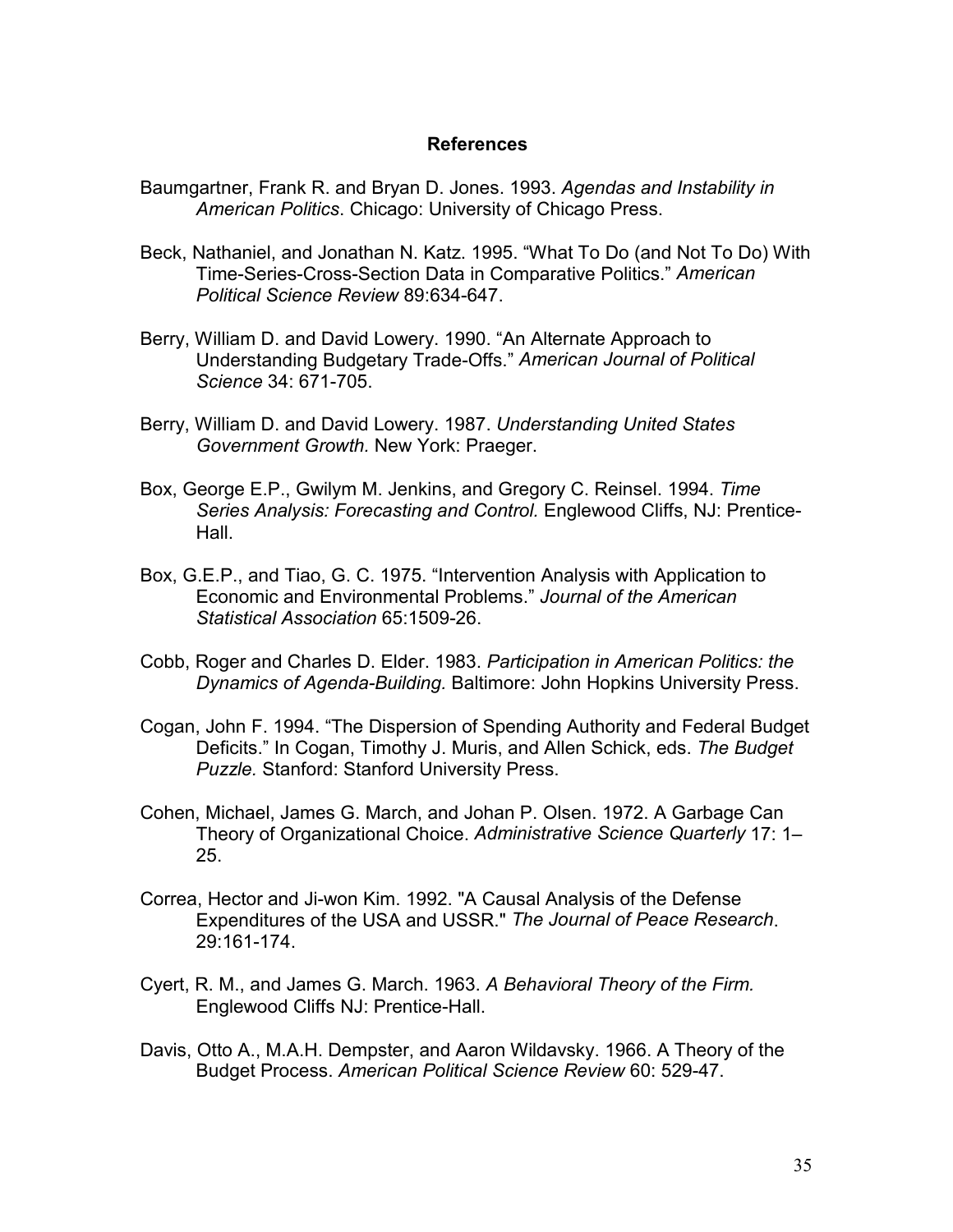## References

Baumgartner, Frank R. and Bryan D. Jones. 1993. *Agendas and Instability in American Politics*. Chicago: University of Chicago Press.

Beck, Nathaniel, and Jonathan N. Katz. 1995. "What To Do (and Not To Do) With Time-Series-Cross-Section Data in Comparative Politics." *American Political Science Review* 89:634-647.

Berry, William D. and David Lowery. 1990. "An Alternate Approach to Understanding Budgetary Trade-Offs." *American Journal of Political Science* 34: 671-705.

Berry, William D. and David Lowery. 1987. *Understanding United States Government Growth.* New York: Praeger.

Box, George E.P., Gwilym M. Jenkins, and Gregory C. Reinsel. 1994. *Time Series Analysis: Forecasting and Control.* Englewood Cliffs, NJ: Prentice-Hall.

Box, G.E.P., and Tiao, G. C. 1975. "Intervention Analysis with Application to Economic and Environmental Problems." *Journal of the American Statistical Association* 65:1509-26.

Cobb, Roger and Charles D. Elder. 1983. *Participation in American Politics: the Dynamics of Agenda-Building.* Baltimore: John Hopkins University Press.

Cogan, John F. 1994. "The Dispersion of Spending Authority and Federal Budget Deficits." In Cogan, Timothy J. Muris, and Allen Schick, eds. *The Budget Puzzle.* Stanford: Stanford University Press.

Cohen, Michael, James G. March, and Johan P. Olsen. 1972. A Garbage Can Theory of Organizational Choice. *Administrative Science Quarterly* 17: 1–25.

Correa, Hector and Ji-won Kim. 1992. "A Causal Analysis of the Defense Expenditures of the USA and USSR." *The Journal of Peace Research*. 29:161-174.

Cyert, R. M., and James G. March. 1963. *A Behavioral Theory of the Firm.* Englewood Cliffs NJ: Prentice-Hall.

Davis, Otto A., M.A.H. Dempster, and Aaron Wildavsky. 1966. A Theory of the Budget Process. *American Political Science Review* 60: 529-47.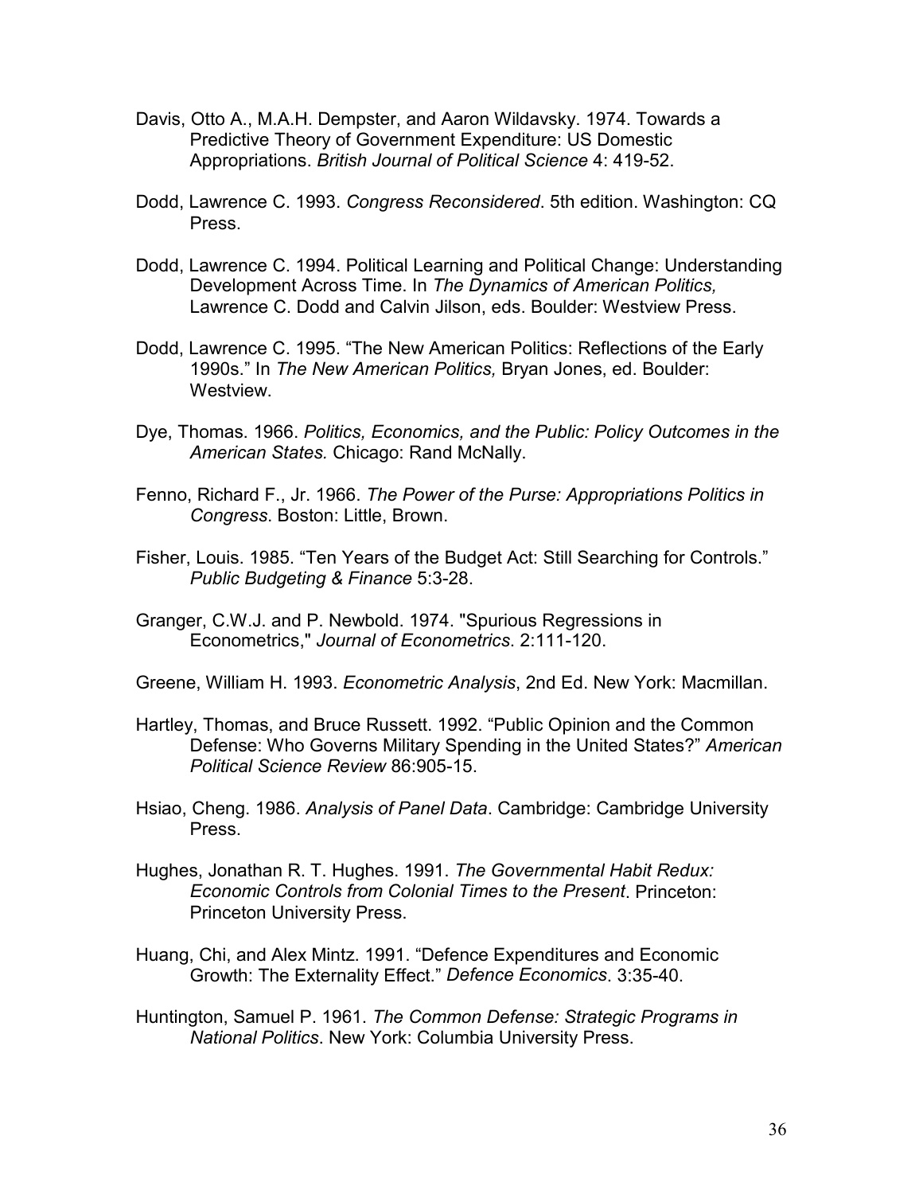Davis, Otto A., M.A.H. Dempster, and Aaron Wildavsky. 1974. Towards a Predictive Theory of Government Expenditure: US Domestic Appropriations. *British Journal of Political Science* 4: 419-52.

Dodd, Lawrence C. 1993. *Congress Reconsidered*. 5th edition. Washington: CQ Press.

Dodd, Lawrence C. 1994. Political Learning and Political Change: Understanding Development Across Time. In *The Dynamics of American Politics,* Lawrence C. Dodd and Calvin Jilson, eds. Boulder: Westview Press.

Dodd, Lawrence C. 1995. "The New American Politics: Reflections of the Early 1990s." In *The New American Politics,* Bryan Jones, ed. Boulder: Westview.

Dye, Thomas. 1966. *Politics, Economics, and the Public: Policy Outcomes in the American States.* Chicago: Rand McNally.

Fenno, Richard F., Jr. 1966. *The Power of the Purse: Appropriations Politics in Congress*. Boston: Little, Brown.

Fisher, Louis. 1985. "Ten Years of the Budget Act: Still Searching for Controls." *Public Budgeting & Finance* 5:3-28.

Granger, C.W.J. and P. Newbold. 1974. "Spurious Regressions in Econometrics," *Journal of Econometrics*. 2:111-120.

Greene, William H. 1993. *Econometric Analysis*, 2nd Ed. New York: Macmillan.

Hartley, Thomas, and Bruce Russett. 1992. "Public Opinion and the Common Defense: Who Governs Military Spending in the United States?" *American Political Science Review* 86:905-15.

Hsiao, Cheng. 1986. *Analysis of Panel Data*. Cambridge: Cambridge University Press.

Hughes, Jonathan R. T. Hughes. 1991. *The Governmental Habit Redux: Economic Controls from Colonial Times to the Present*. Princeton: Princeton University Press.

Huang, Chi, and Alex Mintz. 1991. "Defence Expenditures and Economic Growth: The Externality Effect." *Defence Economics*. 3:35-40.

Huntington, Samuel P. 1961. *The Common Defense: Strategic Programs in National Politics*. New York: Columbia University Press.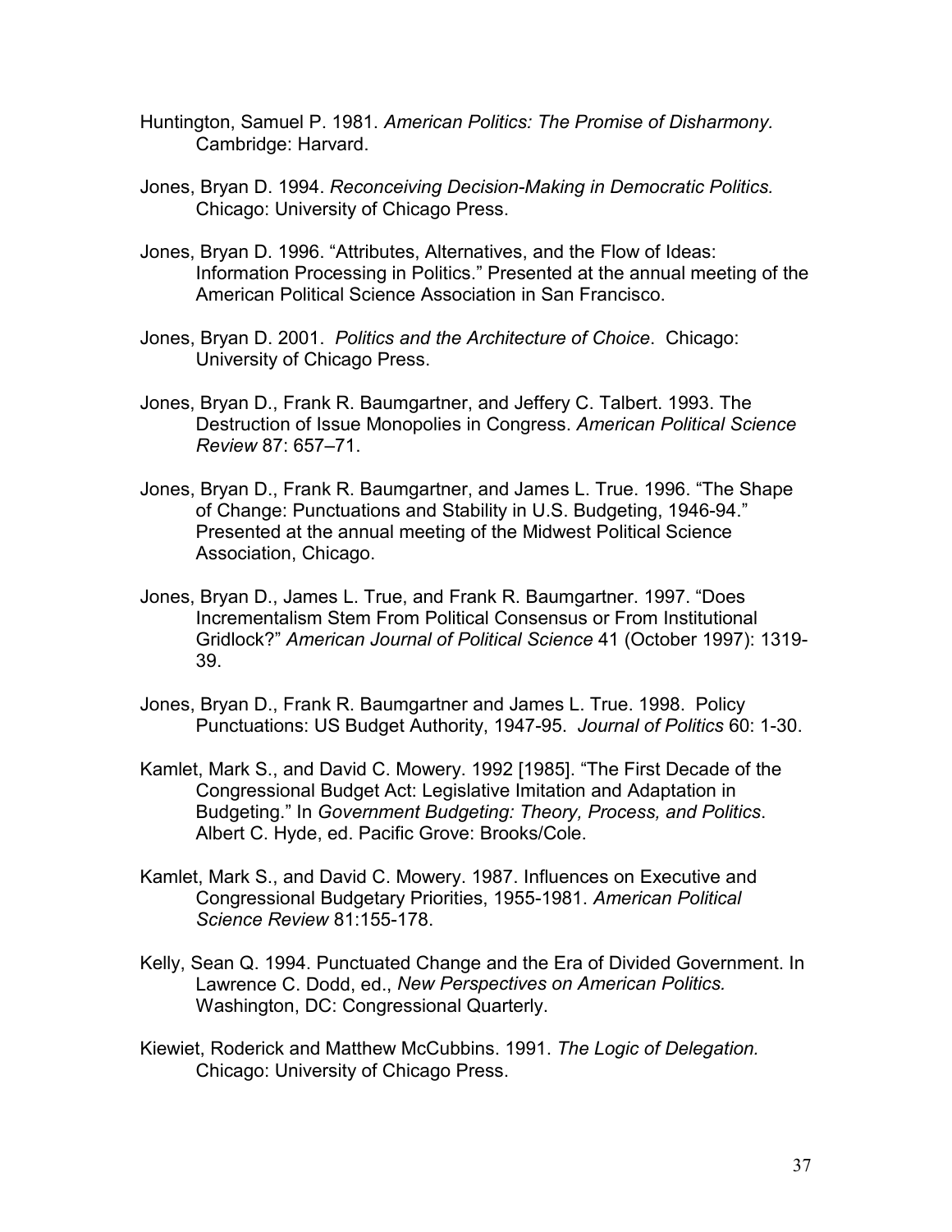Huntington, Samuel P. 1981. *American Politics: The Promise of Disharmony.* Cambridge: Harvard.

Jones, Bryan D. 1994. *Reconceiving Decision-Making in Democratic Politics.* Chicago: University of Chicago Press.

Jones, Bryan D. 1996. "Attributes, Alternatives, and the Flow of Ideas: Information Processing in Politics." Presented at the annual meeting of the American Political Science Association in San Francisco.

Jones, Bryan D. 2001. *Politics and the Architecture of Choice*. Chicago: University of Chicago Press.

Jones, Bryan D., Frank R. Baumgartner, and Jeffery C. Talbert. 1993. The Destruction of Issue Monopolies in Congress. *American Political Science Review* 87: 657–71.

Jones, Bryan D., Frank R. Baumgartner, and James L. True. 1996. "The Shape of Change: Punctuations and Stability in U.S. Budgeting, 1946-94." Presented at the annual meeting of the Midwest Political Science Association, Chicago.

Jones, Bryan D., James L. True, and Frank R. Baumgartner. 1997. "Does Incrementalism Stem From Political Consensus or From Institutional Gridlock?" *American Journal of Political Science* 41 (October 1997): 1319-39.

Jones, Bryan D., Frank R. Baumgartner and James L. True. 1998. Policy Punctuations: US Budget Authority, 1947-95. *Journal of Politics* 60: 1-30.

Kamlet, Mark S., and David C. Mowery. 1992 [1985]. "The First Decade of the Congressional Budget Act: Legislative Imitation and Adaptation in Budgeting." In *Government Budgeting: Theory, Process, and Politics*. Albert C. Hyde, ed. Pacific Grove: Brooks/Cole.

Kamlet, Mark S., and David C. Mowery. 1987. Influences on Executive and Congressional Budgetary Priorities, 1955-1981. *American Political Science Review* 81:155-178.

Kelly, Sean Q. 1994. Punctuated Change and the Era of Divided Government. In Lawrence C. Dodd, ed., *New Perspectives on American Politics.* Washington, DC: Congressional Quarterly.

Kiewiet, Roderick and Matthew McCubbins. 1991. *The Logic of Delegation.* Chicago: University of Chicago Press.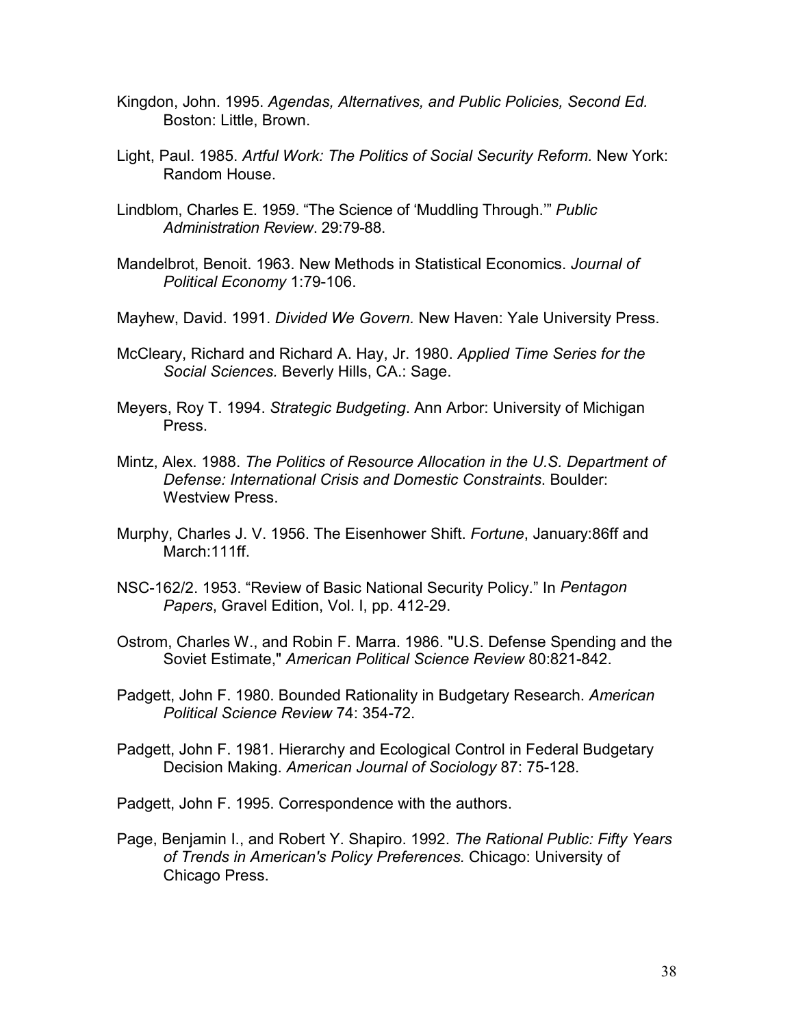Kingdon, John. 1995. *Agendas, Alternatives, and Public Policies, Second Ed.* Boston: Little, Brown.

Light, Paul. 1985. *Artful Work: The Politics of Social Security Reform.* New York: Random House.

Lindblom, Charles E. 1959. "The Science of 'Muddling Through.'" *Public Administration Review*. 29:79-88.

Mandelbrot, Benoit. 1963. New Methods in Statistical Economics. *Journal of Political Economy* 1:79-106.

Mayhew, David. 1991. *Divided We Govern.* New Haven: Yale University Press.

McCleary, Richard and Richard A. Hay, Jr. 1980. *Applied Time Series for the Social Sciences.* Beverly Hills, CA.: Sage.

Meyers, Roy T. 1994. *Strategic Budgeting*. Ann Arbor: University of Michigan Press.

Mintz, Alex. 1988. *The Politics of Resource Allocation in the U.S. Department of Defense: International Crisis and Domestic Constraints*. Boulder: Westview Press.

Murphy, Charles J. V. 1956. The Eisenhower Shift. *Fortune*, January:86ff and March:111ff.

NSC-162/2. 1953. "Review of Basic National Security Policy." In *Pentagon Papers*, Gravel Edition, Vol. I, pp. 412-29.

Ostrom, Charles W., and Robin F. Marra. 1986. "U.S. Defense Spending and the Soviet Estimate," *American Political Science Review* 80:821-842.

Padgett, John F. 1980. Bounded Rationality in Budgetary Research. *American Political Science Review* 74: 354-72.

Padgett, John F. 1981. Hierarchy and Ecological Control in Federal Budgetary Decision Making. *American Journal of Sociology* 87: 75-128.

Padgett, John F. 1995. Correspondence with the authors.

Page, Benjamin I., and Robert Y. Shapiro. 1992. *The Rational Public: Fifty Years of Trends in American's Policy Preferences.* Chicago: University of Chicago Press.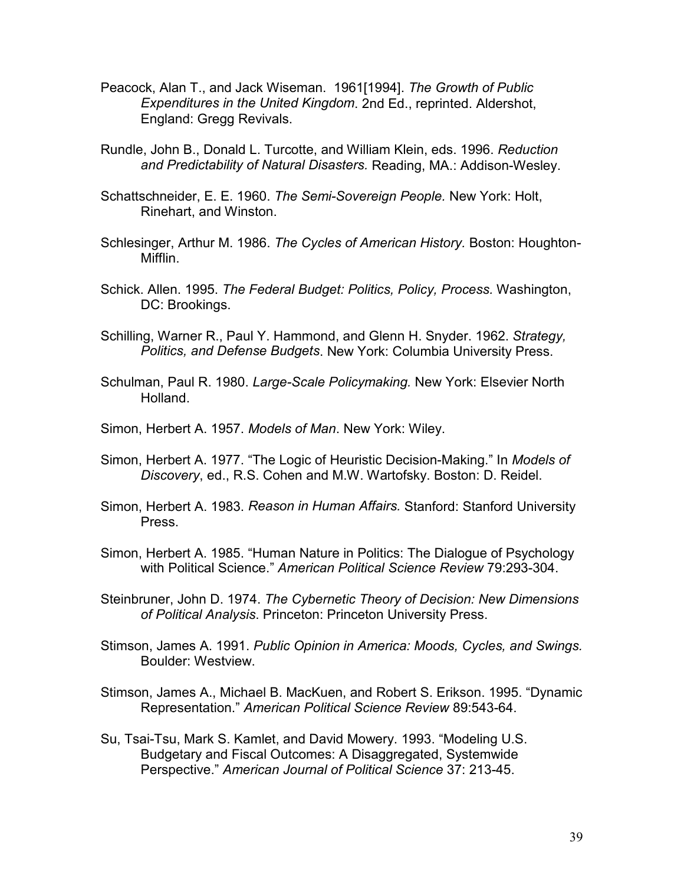Peacock, Alan T., and Jack Wiseman. 1961[1994]. *The Growth of Public Expenditures in the United Kingdom*. 2nd Ed., reprinted. Aldershot, England: Gregg Revivals.

Rundle, John B., Donald L. Turcotte, and William Klein, eds. 1996. *Reduction and Predictability of Natural Disasters.* Reading, MA.: Addison-Wesley.

Schattschneider, E. E. 1960. *The Semi-Sovereign People.* New York: Holt, Rinehart, and Winston.

Schlesinger, Arthur M. 1986. *The Cycles of American History.* Boston: Houghton-Mifflin.

Schick. Allen. 1995. *The Federal Budget: Politics, Policy, Process*. Washington, DC: Brookings.

Schilling, Warner R., Paul Y. Hammond, and Glenn H. Snyder. 1962. *Strategy, Politics, and Defense Budgets*. New York: Columbia University Press.

Schulman, Paul R. 1980. *Large-Scale Policymaking.* New York: Elsevier North Holland.

Simon, Herbert A. 1957. *Models of Man*. New York: Wiley.

Simon, Herbert A. 1977. "The Logic of Heuristic Decision-Making." In *Models of Discovery*, ed., R.S. Cohen and M.W. Wartofsky. Boston: D. Reidel.

Simon, Herbert A. 1983. *Reason in Human Affairs.* Stanford: Stanford University Press.

Simon, Herbert A. 1985. "Human Nature in Politics: The Dialogue of Psychology with Political Science." *American Political Science Review* 79:293-304.

Steinbruner, John D. 1974. *The Cybernetic Theory of Decision: New Dimensions of Political Analysis*. Princeton: Princeton University Press.

Stimson, James A. 1991. *Public Opinion in America: Moods, Cycles, and Swings.* Boulder: Westview.

Stimson, James A., Michael B. MacKuen, and Robert S. Erikson. 1995. "Dynamic Representation." *American Political Science Review* 89:543-64.

Su, Tsai-Tsu, Mark S. Kamlet, and David Mowery. 1993. "Modeling U.S. Budgetary and Fiscal Outcomes: A Disaggregated, Systemwide Perspective." *American Journal of Political Science* 37: 213-45.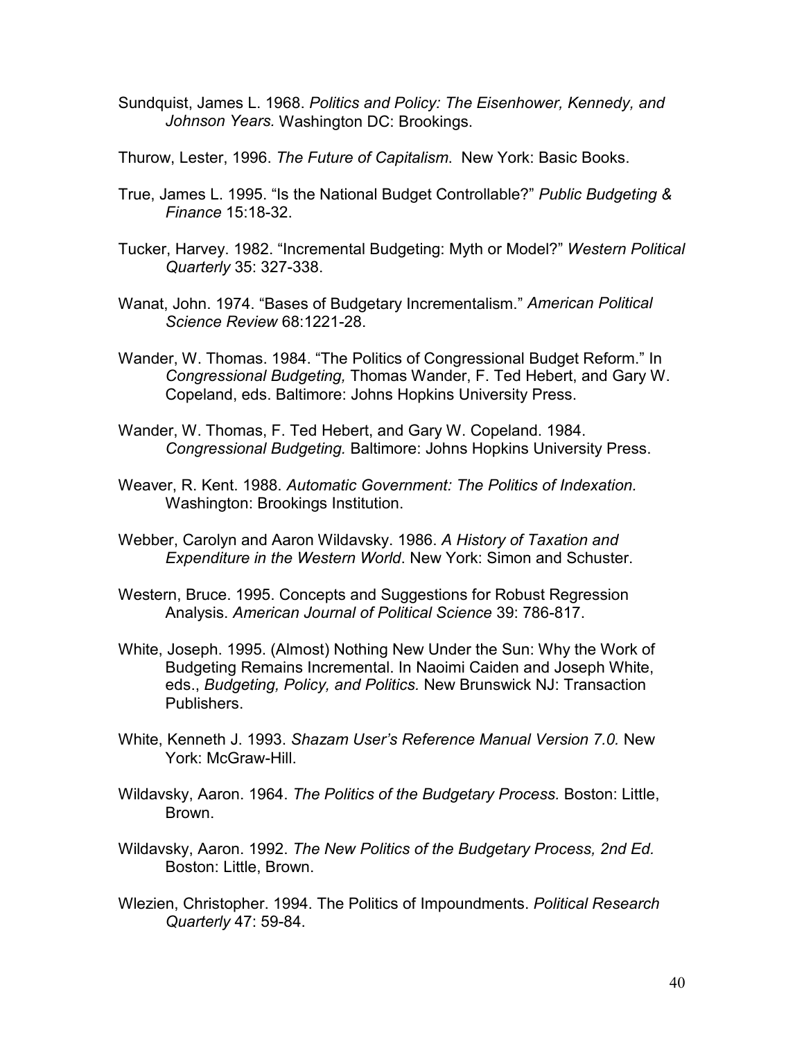Sundquist, James L. 1968. *Politics and Policy: The Eisenhower, Kennedy, and Johnson Years.* Washington DC: Brookings.

Thurow, Lester, 1996. *The Future of Capitalism*. New York: Basic Books.

True, James L. 1995. "Is the National Budget Controllable?" *Public Budgeting & Finance* 15:18-32.

Tucker, Harvey. 1982. "Incremental Budgeting: Myth or Model?" *Western Political Quarterly* 35: 327-338.

Wanat, John. 1974. "Bases of Budgetary Incrementalism." *American Political Science Review* 68:1221-28.

Wander, W. Thomas. 1984. "The Politics of Congressional Budget Reform." In *Congressional Budgeting,* Thomas Wander, F. Ted Hebert, and Gary W. Copeland, eds. Baltimore: Johns Hopkins University Press.

Wander, W. Thomas, F. Ted Hebert, and Gary W. Copeland. 1984. *Congressional Budgeting.* Baltimore: Johns Hopkins University Press.

Weaver, R. Kent. 1988. *Automatic Government: The Politics of Indexation.* Washington: Brookings Institution.

Webber, Carolyn and Aaron Wildavsky. 1986. *A History of Taxation and Expenditure in the Western World*. New York: Simon and Schuster.

Western, Bruce. 1995. Concepts and Suggestions for Robust Regression Analysis. *American Journal of Political Science* 39: 786-817.

White, Joseph. 1995. (Almost) Nothing New Under the Sun: Why the Work of Budgeting Remains Incremental. In Naoimi Caiden and Joseph White, eds., *Budgeting, Policy, and Politics.* New Brunswick NJ: Transaction Publishers.

White, Kenneth J. 1993. *Shazam User's Reference Manual Version 7.0.* New York: McGraw-Hill.

Wildavsky, Aaron. 1964. *The Politics of the Budgetary Process.* Boston: Little, Brown.

Wildavsky, Aaron. 1992. *The New Politics of the Budgetary Process, 2nd Ed.* Boston: Little, Brown.

Wlezien, Christopher. 1994. The Politics of Impoundments. *Political Research Quarterly* 47: 59-84.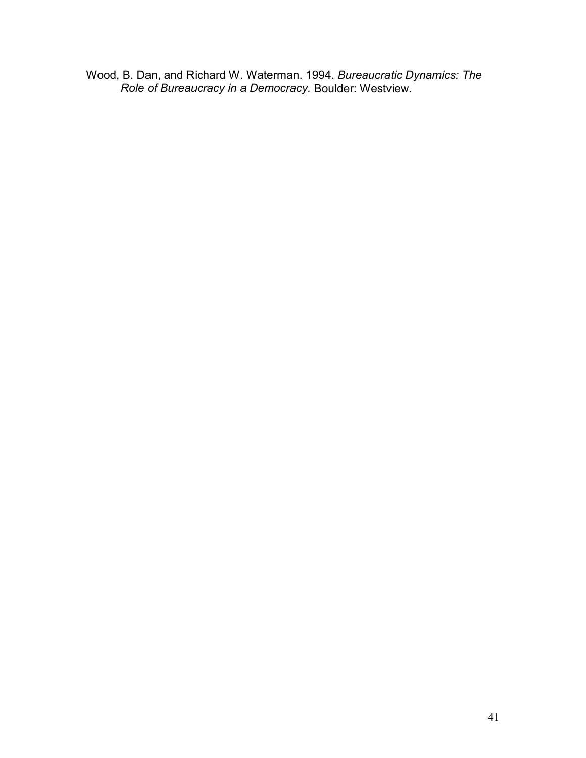Wood, B. Dan, and Richard W. Waterman. 1994. *Bureaucratic Dynamics: The Role of Bureaucracy in a Democracy*. Boulder: Westview.